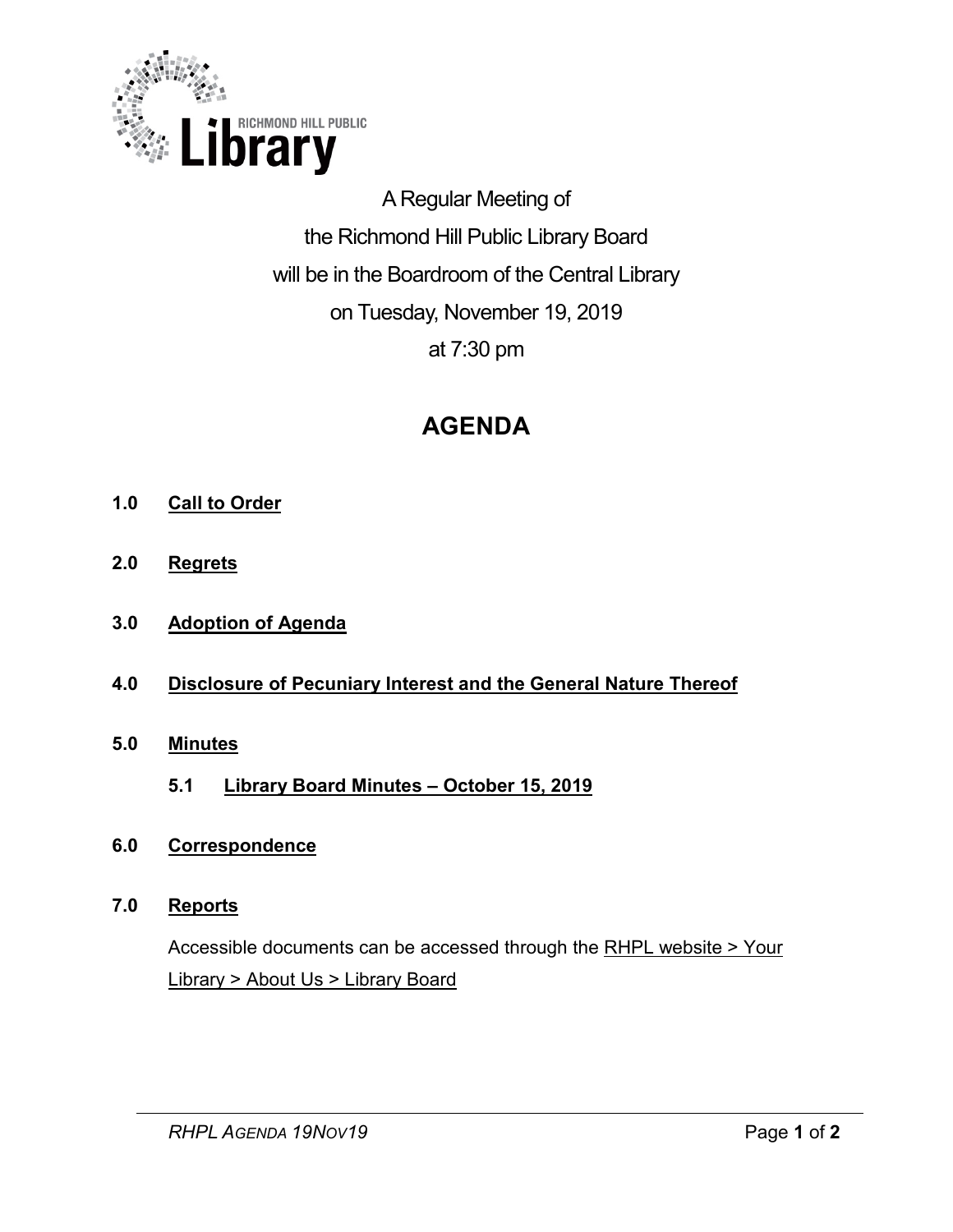A Regular Meeting of
the Richmond Hill Public Library Board
will be in the Boardroom of the Central Library
on Tuesday, November 19, 2019
at 7:30 pm

# AGENDA

**1.0 Call to Order**

**2.0 Regrets**

**3.0 Adoption of Agenda**

**4.0 Disclosure of Pecuniary Interest and the General Nature Thereof**

**5.0 Minutes**

**5.1 Library Board Minutes – October 15, 2019**

**6.0 Correspondence**

**7.0 Reports**

Accessible documents can be accessed through the RHPL website > Your Library > About Us > Library Board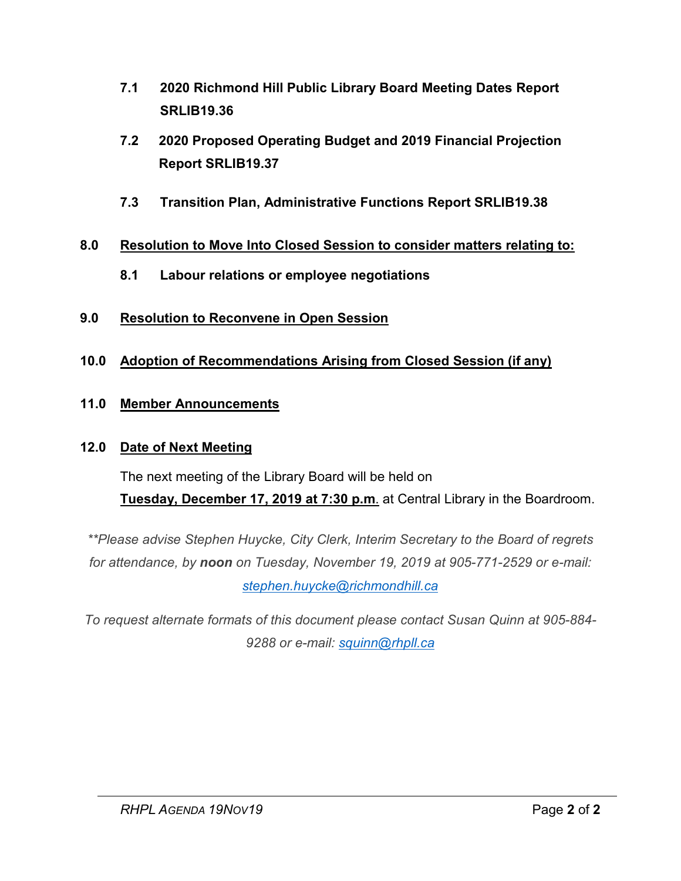**7.1 2020 Richmond Hill Public Library Board Meeting Dates Report SRLIB19.36**

**7.2 2020 Proposed Operating Budget and 2019 Financial Projection Report SRLIB19.37**

**7.3 Transition Plan, Administrative Functions Report SRLIB19.38**

## 8.0 Resolution to Move Into Closed Session to consider matters relating to:

**8.1 Labour relations or employee negotiations**

## 9.0 Resolution to Reconvene in Open Session

## 10.0 Adoption of Recommendations Arising from Closed Session (if any)

## 11.0 Member Announcements

## 12.0 Date of Next Meeting

The next meeting of the Library Board will be held on **Tuesday, December 17, 2019 at 7:30 p.m**. at Central Library in the Boardroom.

*\*\*Please advise Stephen Huycke, City Clerk, Interim Secretary to the Board of regrets for attendance, by **noon** on Tuesday, November 19, 2019 at 905-771-2529 or e-mail: stephen.huycke@richmondhill.ca*

*To request alternate formats of this document please contact Susan Quinn at 905-884-9288 or e-mail: squinn@rhpll.ca*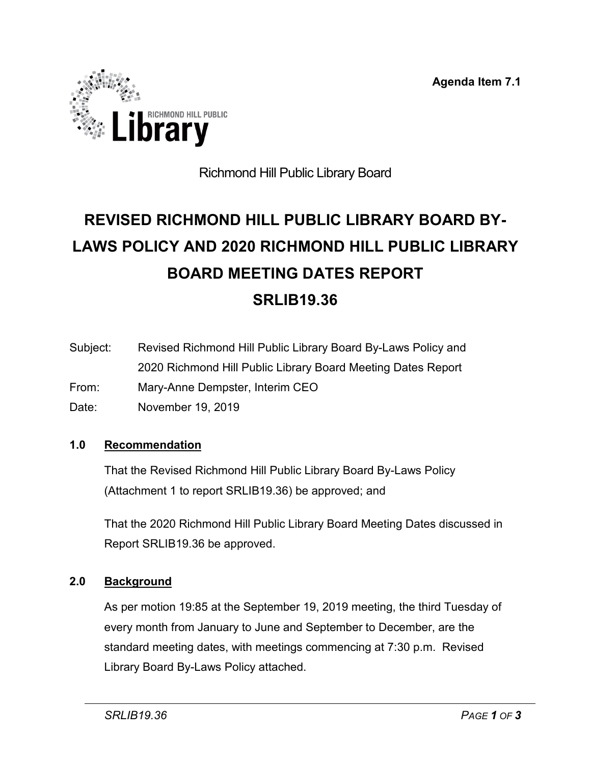Agenda Item 7.1

Richmond Hill Public Library Board

# REVISED RICHMOND HILL PUBLIC LIBRARY BOARD BY-LAWS POLICY AND 2020 RICHMOND HILL PUBLIC LIBRARY BOARD MEETING DATES REPORT SRLIB19.36

Subject: Revised Richmond Hill Public Library Board By-Laws Policy and 2020 Richmond Hill Public Library Board Meeting Dates Report

From: Mary-Anne Dempster, Interim CEO

Date: November 19, 2019

## 1.0 Recommendation

That the Revised Richmond Hill Public Library Board By-Laws Policy (Attachment 1 to report SRLIB19.36) be approved; and

That the 2020 Richmond Hill Public Library Board Meeting Dates discussed in Report SRLIB19.36 be approved.

## 2.0 Background

As per motion 19:85 at the September 19, 2019 meeting, the third Tuesday of every month from January to June and September to December, are the standard meeting dates, with meetings commencing at 7:30 p.m. Revised Library Board By-Laws Policy attached.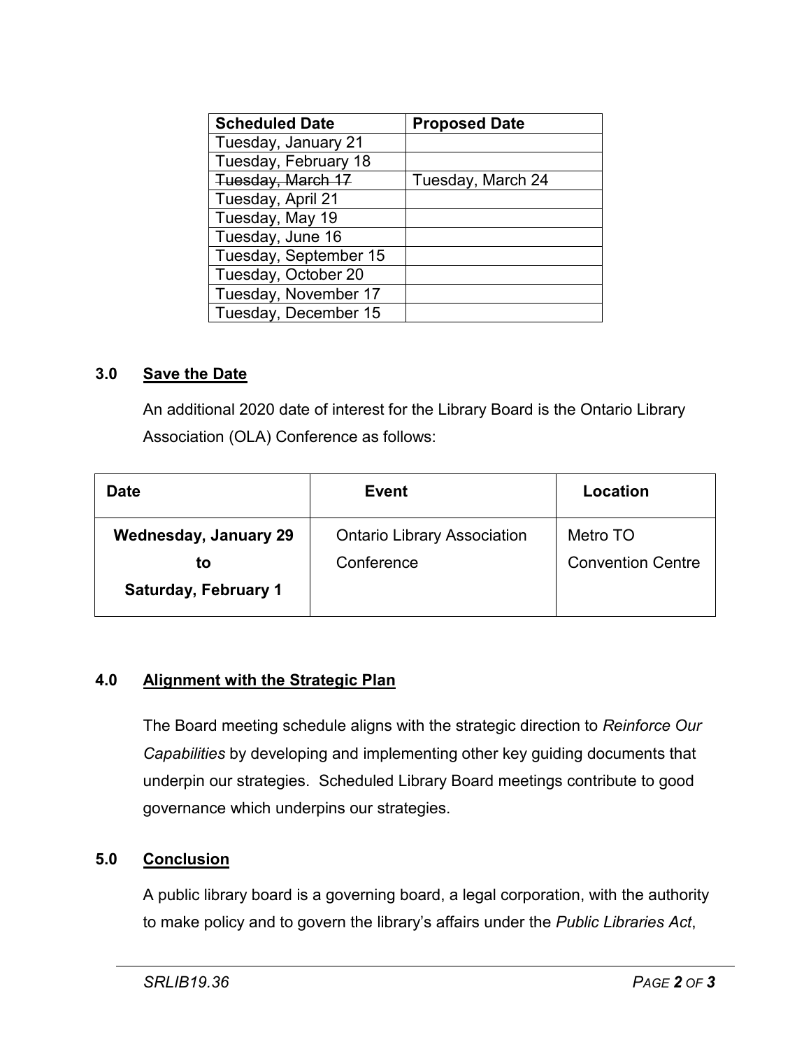| Scheduled Date | Proposed Date |
|---|---|
| Tuesday, January 21 | |
| Tuesday, February 18 | |
| ~~Tuesday, March 17~~ | Tuesday, March 24 |
| Tuesday, April 21 | |
| Tuesday, May 19 | |
| Tuesday, June 16 | |
| Tuesday, September 15 | |
| Tuesday, October 20 | |
| Tuesday, November 17 | |
| Tuesday, December 15 | |

## 3.0 Save the Date

An additional 2020 date of interest for the Library Board is the Ontario Library Association (OLA) Conference as follows:

| Date | Event | Location |
|---|---|---|
| **Wednesday, January 29 to Saturday, February 1** | Ontario Library Association Conference | Metro TO Convention Centre |

## 4.0 Alignment with the Strategic Plan

The Board meeting schedule aligns with the strategic direction to *Reinforce Our Capabilities* by developing and implementing other key guiding documents that underpin our strategies. Scheduled Library Board meetings contribute to good governance which underpins our strategies.

## 5.0 Conclusion

A public library board is a governing board, a legal corporation, with the authority to make policy and to govern the library's affairs under the *Public Libraries Act*,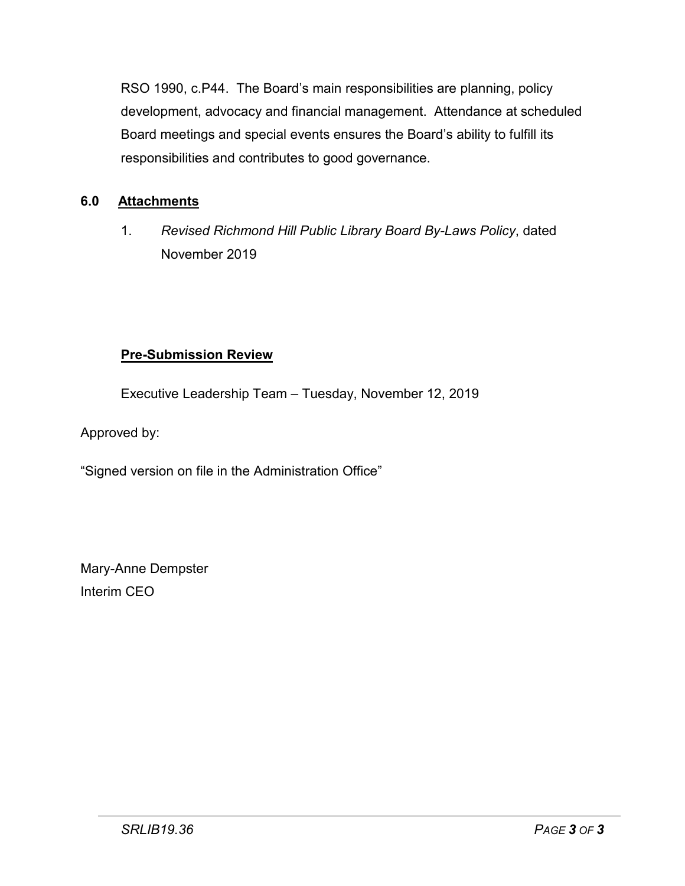RSO 1990, c.P44. The Board's main responsibilities are planning, policy development, advocacy and financial management. Attendance at scheduled Board meetings and special events ensures the Board's ability to fulfill its responsibilities and contributes to good governance.

## 6.0 Attachments

1. *Revised Richmond Hill Public Library Board By-Laws Policy*, dated November 2019

**Pre-Submission Review**

Executive Leadership Team – Tuesday, November 12, 2019

Approved by:

"Signed version on file in the Administration Office"

Mary-Anne Dempster
Interim CEO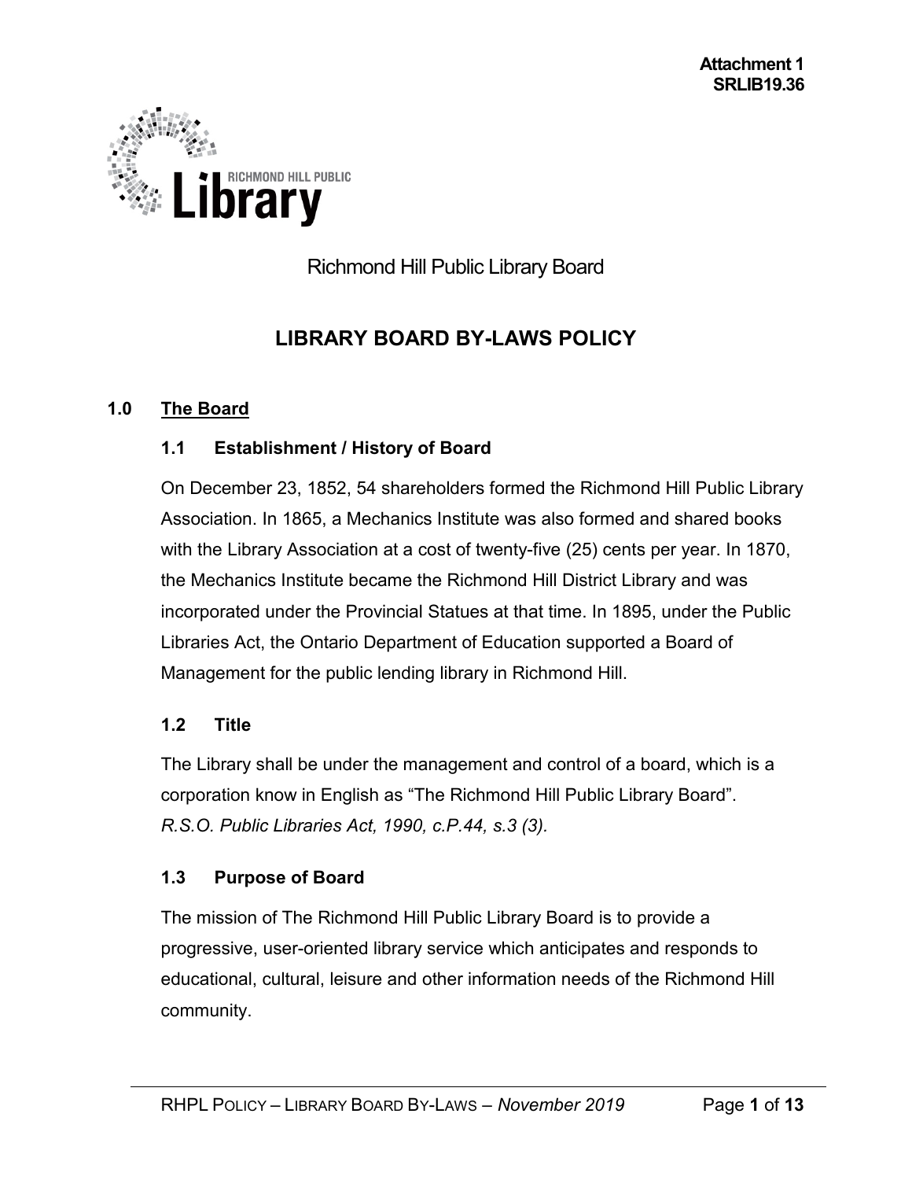**Attachment 1**
**SRLIB19.36**

Richmond Hill Public Library Board

# LIBRARY BOARD BY-LAWS POLICY

## 1.0 The Board

### 1.1 Establishment / History of Board

On December 23, 1852, 54 shareholders formed the Richmond Hill Public Library Association. In 1865, a Mechanics Institute was also formed and shared books with the Library Association at a cost of twenty-five (25) cents per year. In 1870, the Mechanics Institute became the Richmond Hill District Library and was incorporated under the Provincial Statues at that time. In 1895, under the Public Libraries Act, the Ontario Department of Education supported a Board of Management for the public lending library in Richmond Hill.

### 1.2 Title

The Library shall be under the management and control of a board, which is a corporation know in English as "The Richmond Hill Public Library Board".
*R.S.O. Public Libraries Act, 1990, c.P.44, s.3 (3).*

### 1.3 Purpose of Board

The mission of The Richmond Hill Public Library Board is to provide a progressive, user-oriented library service which anticipates and responds to educational, cultural, leisure and other information needs of the Richmond Hill community.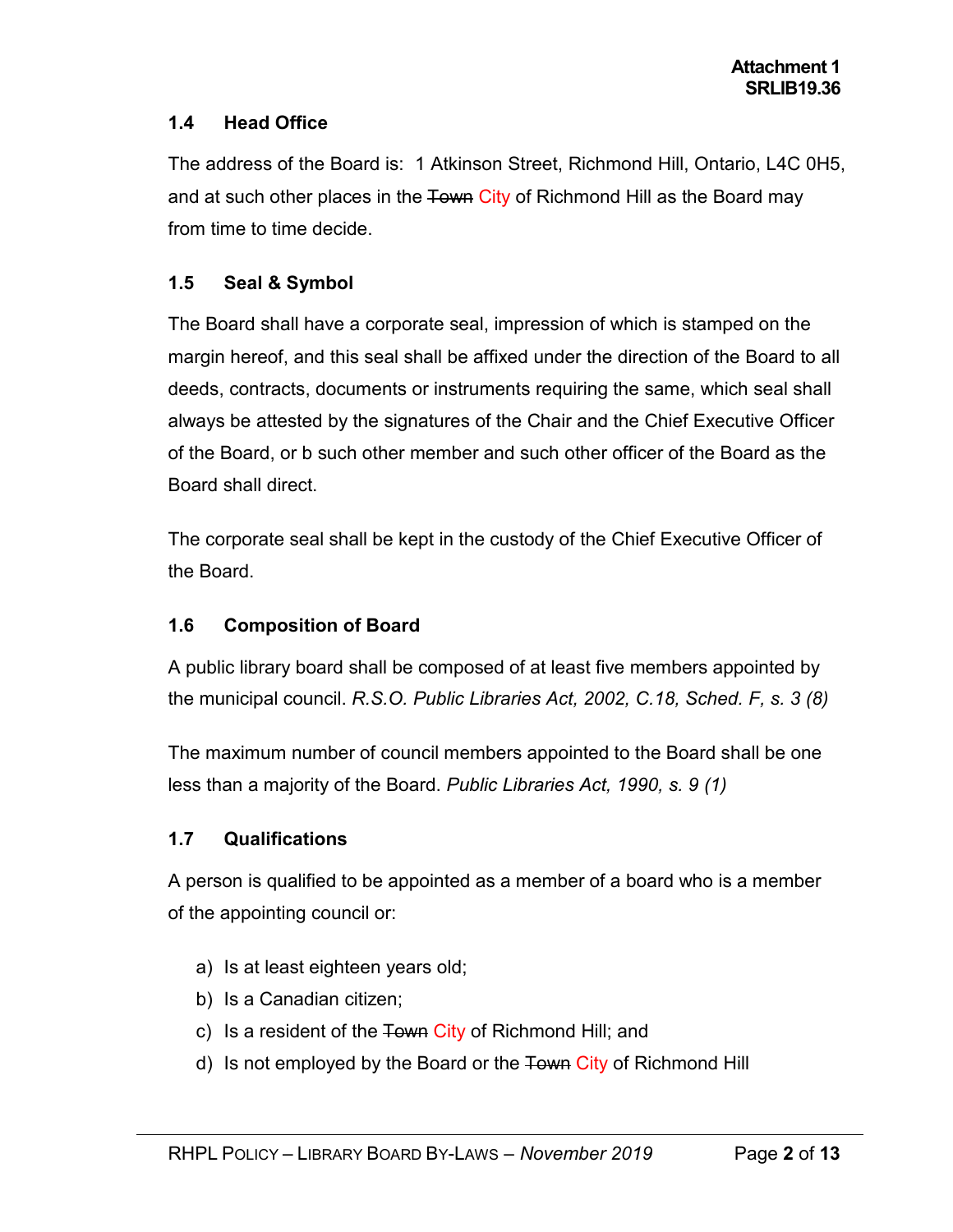### 1.4 Head Office

The address of the Board is: 1 Atkinson Street, Richmond Hill, Ontario, L4C 0H5, and at such other places in the ~~Town~~ City of Richmond Hill as the Board may from time to time decide.

### 1.5 Seal & Symbol

The Board shall have a corporate seal, impression of which is stamped on the margin hereof, and this seal shall be affixed under the direction of the Board to all deeds, contracts, documents or instruments requiring the same, which seal shall always be attested by the signatures of the Chair and the Chief Executive Officer of the Board, or b such other member and such other officer of the Board as the Board shall direct.

The corporate seal shall be kept in the custody of the Chief Executive Officer of the Board.

### 1.6 Composition of Board

A public library board shall be composed of at least five members appointed by the municipal council. *R.S.O. Public Libraries Act, 2002, C.18, Sched. F, s. 3 (8)*

The maximum number of council members appointed to the Board shall be one less than a majority of the Board. *Public Libraries Act, 1990, s. 9 (1)*

### 1.7 Qualifications

A person is qualified to be appointed as a member of a board who is a member of the appointing council or:

a) Is at least eighteen years old;
b) Is a Canadian citizen;
c) Is a resident of the ~~Town~~ City of Richmond Hill; and
d) Is not employed by the Board or the ~~Town~~ City of Richmond Hill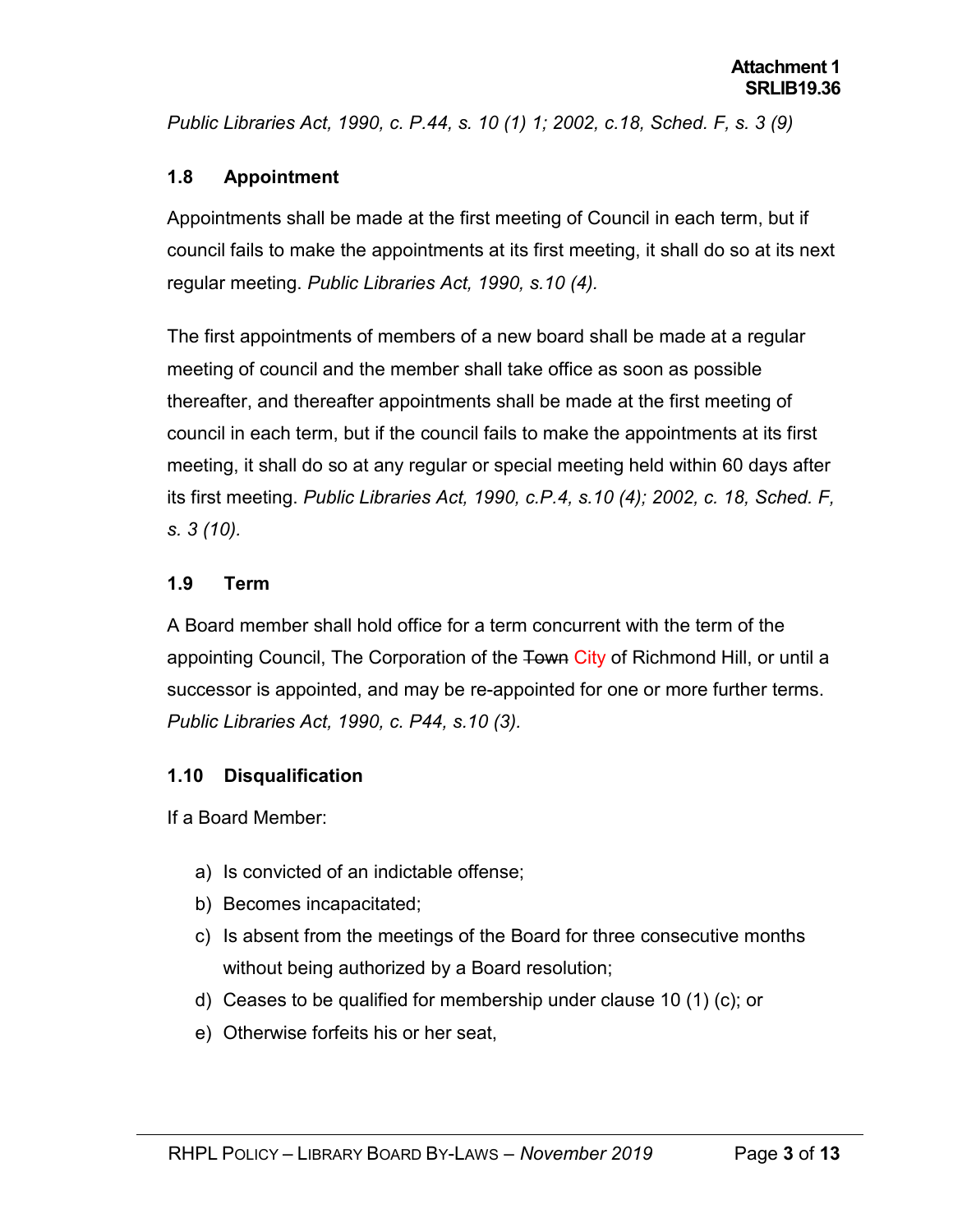*Public Libraries Act, 1990, c. P.44, s. 10 (1) 1; 2002, c.18, Sched. F, s. 3 (9)*

### 1.8 Appointment

Appointments shall be made at the first meeting of Council in each term, but if council fails to make the appointments at its first meeting, it shall do so at its next regular meeting. *Public Libraries Act, 1990, s.10 (4).*

The first appointments of members of a new board shall be made at a regular meeting of council and the member shall take office as soon as possible thereafter, and thereafter appointments shall be made at the first meeting of council in each term, but if the council fails to make the appointments at its first meeting, it shall do so at any regular or special meeting held within 60 days after its first meeting. *Public Libraries Act, 1990, c.P.4, s.10 (4); 2002, c. 18, Sched. F, s. 3 (10).*

### 1.9 Term

A Board member shall hold office for a term concurrent with the term of the appointing Council, The Corporation of the ~~Town~~ City of Richmond Hill, or until a successor is appointed, and may be re-appointed for one or more further terms. *Public Libraries Act, 1990, c. P44, s.10 (3).*

### 1.10 Disqualification

If a Board Member:

a) Is convicted of an indictable offense;
b) Becomes incapacitated;
c) Is absent from the meetings of the Board for three consecutive months without being authorized by a Board resolution;
d) Ceases to be qualified for membership under clause 10 (1) (c); or
e) Otherwise forfeits his or her seat,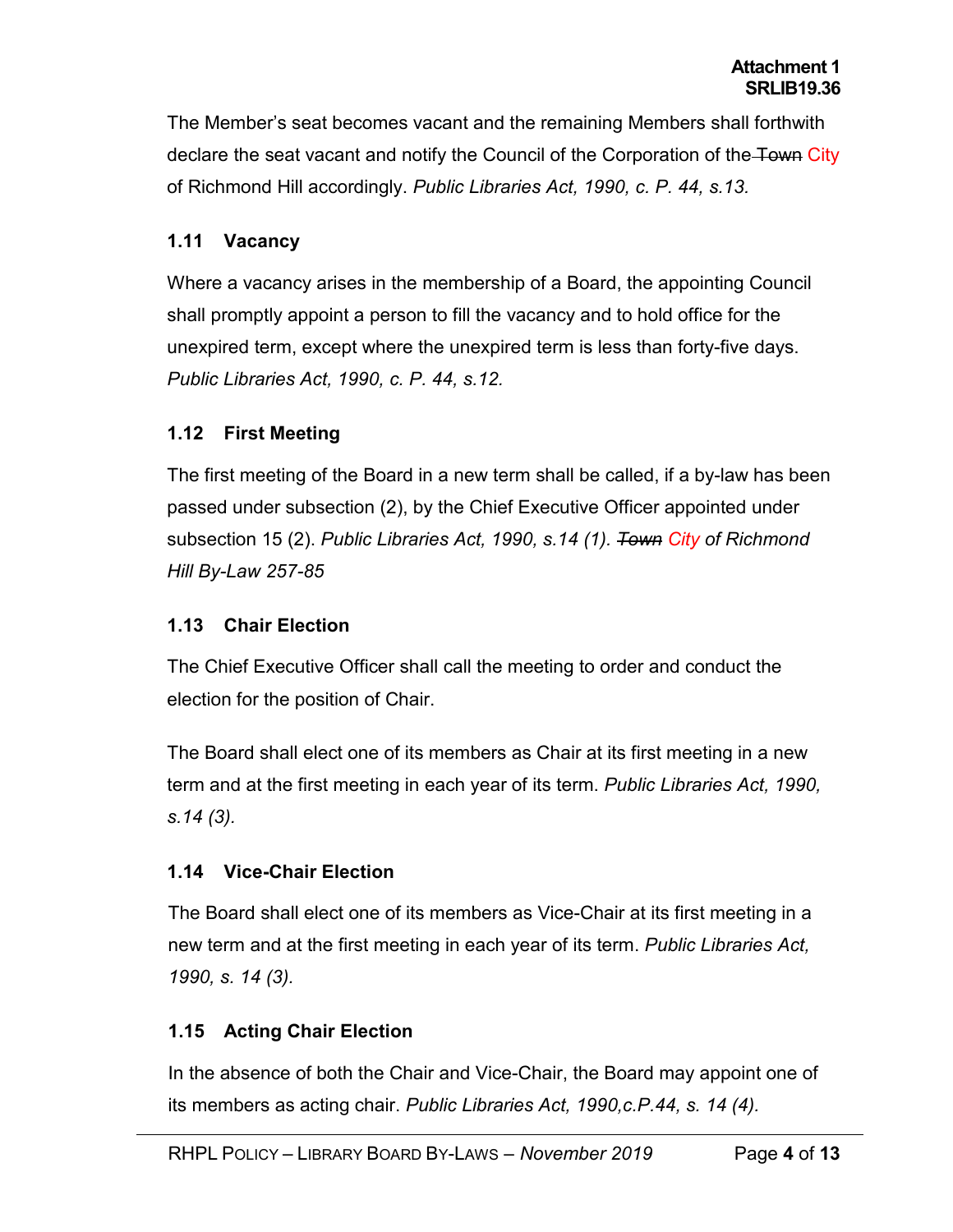The Member's seat becomes vacant and the remaining Members shall forthwith declare the seat vacant and notify the Council of the Corporation of the ~~Town~~ City of Richmond Hill accordingly. *Public Libraries Act, 1990, c. P. 44, s.13.*

### 1.11 Vacancy

Where a vacancy arises in the membership of a Board, the appointing Council shall promptly appoint a person to fill the vacancy and to hold office for the unexpired term, except where the unexpired term is less than forty-five days. *Public Libraries Act, 1990, c. P. 44, s.12.*

### 1.12 First Meeting

The first meeting of the Board in a new term shall be called, if a by-law has been passed under subsection (2), by the Chief Executive Officer appointed under subsection 15 (2). *Public Libraries Act, 1990, s.14 (1). ~~Town~~ City of Richmond Hill By-Law 257-85*

### 1.13 Chair Election

The Chief Executive Officer shall call the meeting to order and conduct the election for the position of Chair.

The Board shall elect one of its members as Chair at its first meeting in a new term and at the first meeting in each year of its term. *Public Libraries Act, 1990, s.14 (3).*

### 1.14 Vice-Chair Election

The Board shall elect one of its members as Vice-Chair at its first meeting in a new term and at the first meeting in each year of its term. *Public Libraries Act, 1990, s. 14 (3).*

### 1.15 Acting Chair Election

In the absence of both the Chair and Vice-Chair, the Board may appoint one of its members as acting chair. *Public Libraries Act, 1990,c.P.44, s. 14 (4).*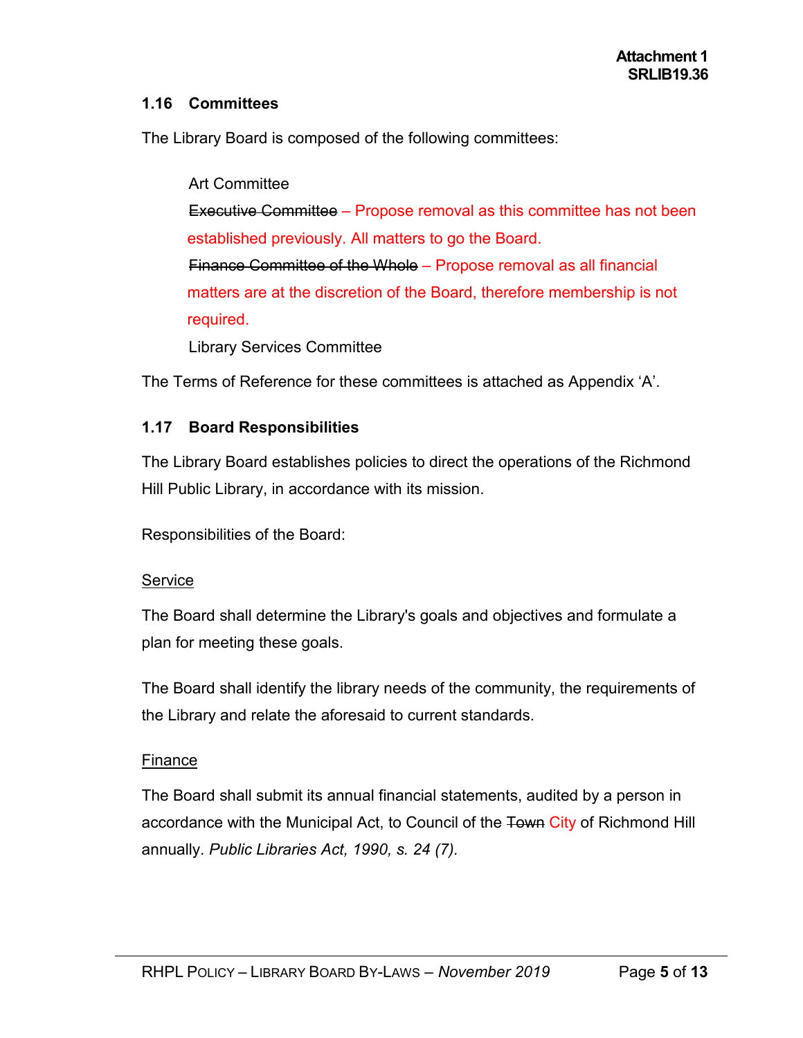**Attachment 1**
**SRLIB19.36**

### 1.16 Committees

The Library Board is composed of the following committees:

Art Committee
~~Executive Committee~~ – Propose removal as this committee has not been established previously. All matters to go the Board.
~~Finance Committee of the Whole~~ – Propose removal as all financial matters are at the discretion of the Board, therefore membership is not required.
Library Services Committee

The Terms of Reference for these committees is attached as Appendix 'A'.

### 1.17 Board Responsibilities

The Library Board establishes policies to direct the operations of the Richmond Hill Public Library, in accordance with its mission.

Responsibilities of the Board:

Service

The Board shall determine the Library's goals and objectives and formulate a plan for meeting these goals.

The Board shall identify the library needs of the community, the requirements of the Library and relate the aforesaid to current standards.

Finance

The Board shall submit its annual financial statements, audited by a person in accordance with the Municipal Act, to Council of the ~~Town~~ City of Richmond Hill annually. *Public Libraries Act, 1990, s. 24 (7).*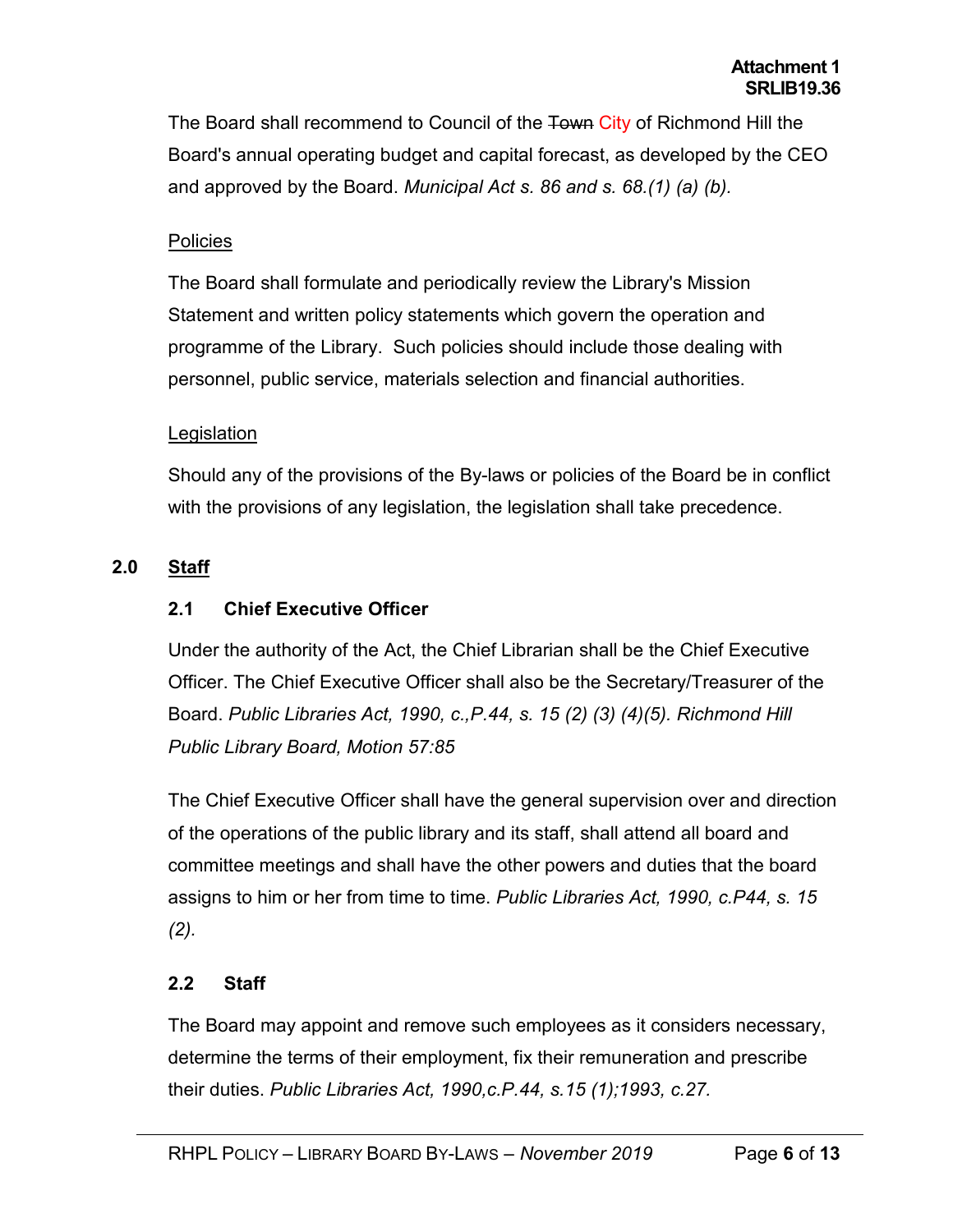The Board shall recommend to Council of the ~~Town~~ City of Richmond Hill the Board's annual operating budget and capital forecast, as developed by the CEO and approved by the Board. *Municipal Act s. 86 and s. 68.(1) (a) (b).*

<u>Policies</u>

The Board shall formulate and periodically review the Library's Mission Statement and written policy statements which govern the operation and programme of the Library. Such policies should include those dealing with personnel, public service, materials selection and financial authorities.

<u>Legislation</u>

Should any of the provisions of the By-laws or policies of the Board be in conflict with the provisions of any legislation, the legislation shall take precedence.

## 2.0 <u>Staff</u>

### 2.1 Chief Executive Officer

Under the authority of the Act, the Chief Librarian shall be the Chief Executive Officer. The Chief Executive Officer shall also be the Secretary/Treasurer of the Board. *Public Libraries Act, 1990, c.,P.44, s. 15 (2) (3) (4)(5). Richmond Hill Public Library Board, Motion 57:85*

The Chief Executive Officer shall have the general supervision over and direction of the operations of the public library and its staff, shall attend all board and committee meetings and shall have the other powers and duties that the board assigns to him or her from time to time. *Public Libraries Act, 1990, c.P44, s. 15 (2).*

### 2.2 Staff

The Board may appoint and remove such employees as it considers necessary, determine the terms of their employment, fix their remuneration and prescribe their duties. *Public Libraries Act, 1990,c.P.44, s.15 (1);1993, c.27.*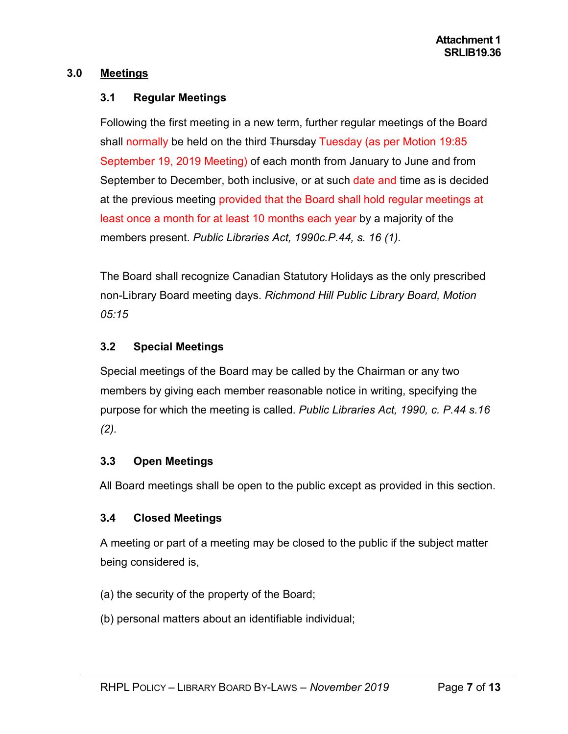## 3.0 Meetings

### 3.1 Regular Meetings

Following the first meeting in a new term, further regular meetings of the Board shall normally be held on the third ~~Thursday~~ Tuesday (as per Motion 19:85 September 19, 2019 Meeting) of each month from January to June and from September to December, both inclusive, or at such date and time as is decided at the previous meeting provided that the Board shall hold regular meetings at least once a month for at least 10 months each year by a majority of the members present. *Public Libraries Act, 1990c.P.44, s. 16 (1).*

The Board shall recognize Canadian Statutory Holidays as the only prescribed non-Library Board meeting days. *Richmond Hill Public Library Board, Motion 05:15*

### 3.2 Special Meetings

Special meetings of the Board may be called by the Chairman or any two members by giving each member reasonable notice in writing, specifying the purpose for which the meeting is called. *Public Libraries Act, 1990, c. P.44 s.16 (2).*

### 3.3 Open Meetings

All Board meetings shall be open to the public except as provided in this section.

### 3.4 Closed Meetings

A meeting or part of a meeting may be closed to the public if the subject matter being considered is,

(a) the security of the property of the Board;

(b) personal matters about an identifiable individual;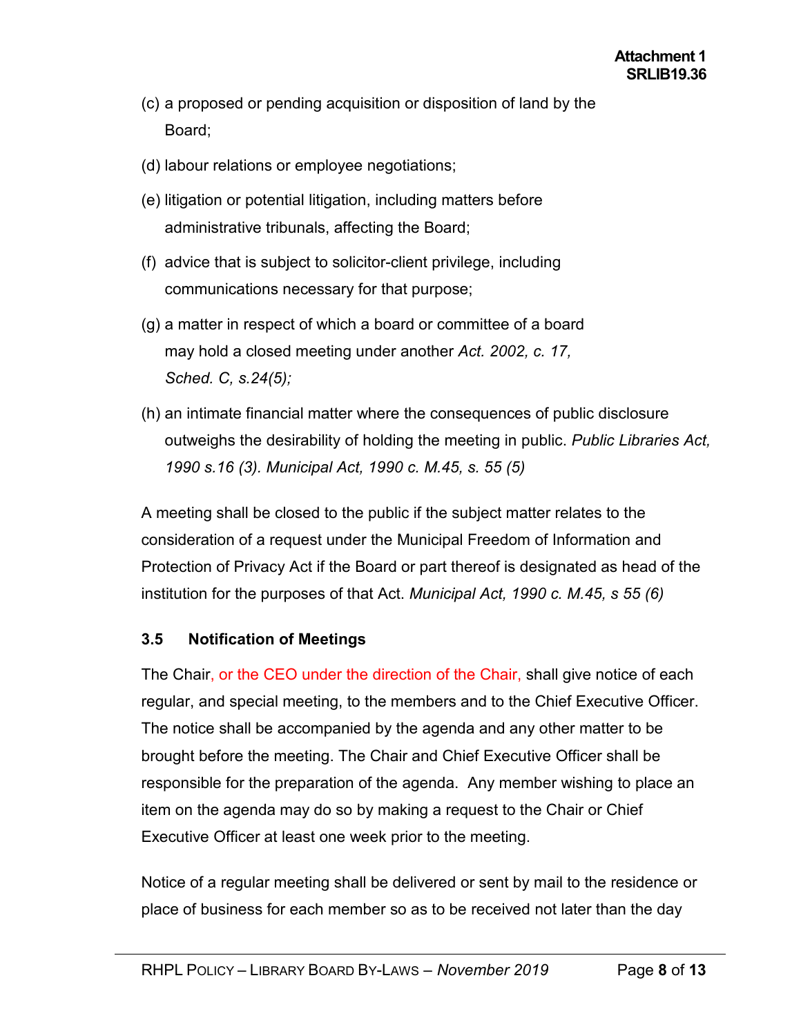(c) a proposed or pending acquisition or disposition of land by the Board;

(d) labour relations or employee negotiations;

(e) litigation or potential litigation, including matters before administrative tribunals, affecting the Board;

(f) advice that is subject to solicitor-client privilege, including communications necessary for that purpose;

(g) a matter in respect of which a board or committee of a board may hold a closed meeting under another *Act. 2002, c. 17, Sched. C, s.24(5);*

(h) an intimate financial matter where the consequences of public disclosure outweighs the desirability of holding the meeting in public. *Public Libraries Act, 1990 s.16 (3). Municipal Act, 1990 c. M.45, s. 55 (5)*

A meeting shall be closed to the public if the subject matter relates to the consideration of a request under the Municipal Freedom of Information and Protection of Privacy Act if the Board or part thereof is designated as head of the institution for the purposes of that Act. *Municipal Act, 1990 c. M.45, s 55 (6)*

### 3.5 Notification of Meetings

The Chair, or the CEO under the direction of the Chair, shall give notice of each regular, and special meeting, to the members and to the Chief Executive Officer. The notice shall be accompanied by the agenda and any other matter to be brought before the meeting. The Chair and Chief Executive Officer shall be responsible for the preparation of the agenda. Any member wishing to place an item on the agenda may do so by making a request to the Chair or Chief Executive Officer at least one week prior to the meeting.

Notice of a regular meeting shall be delivered or sent by mail to the residence or place of business for each member so as to be received not later than the day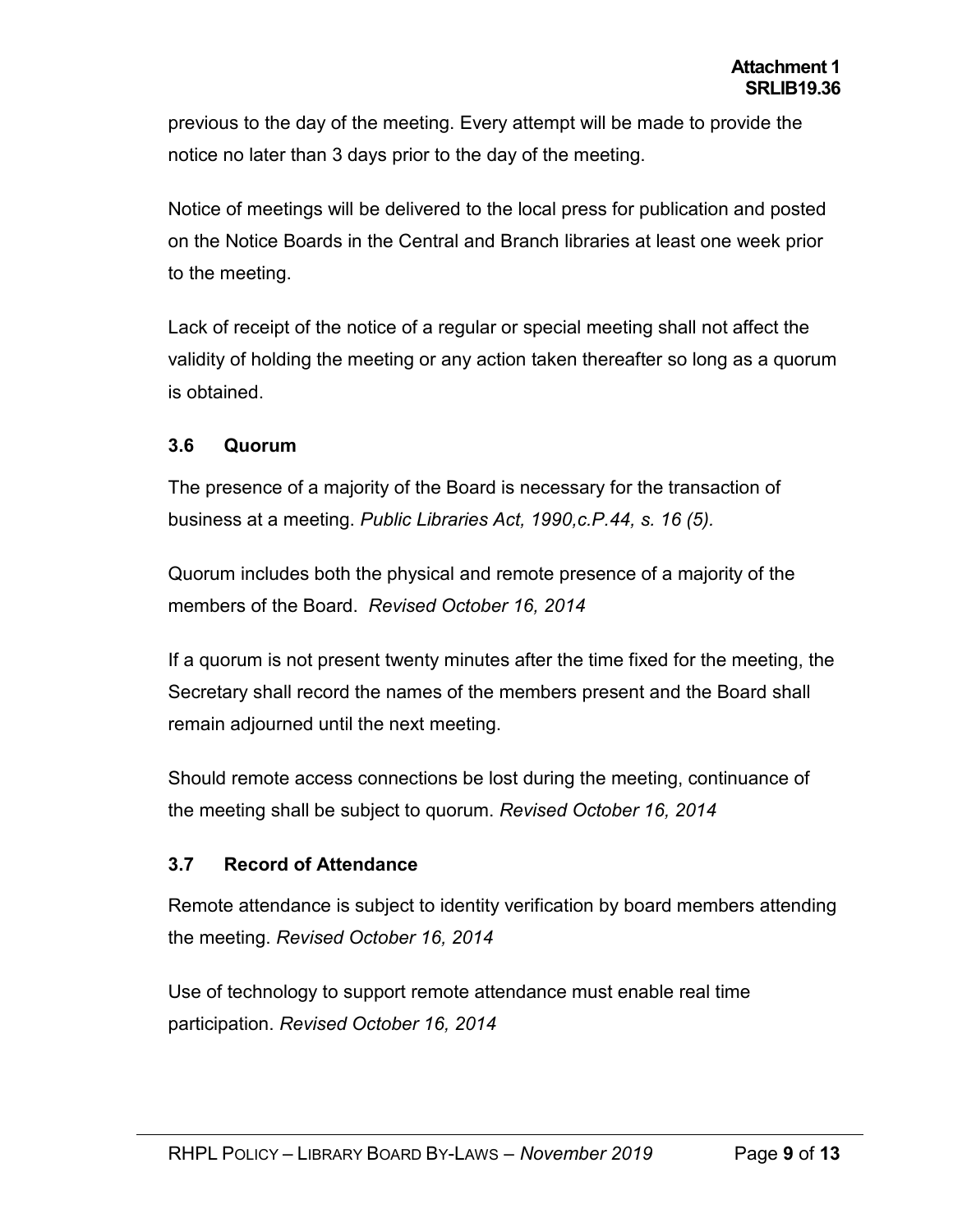previous to the day of the meeting. Every attempt will be made to provide the notice no later than 3 days prior to the day of the meeting.

Notice of meetings will be delivered to the local press for publication and posted on the Notice Boards in the Central and Branch libraries at least one week prior to the meeting.

Lack of receipt of the notice of a regular or special meeting shall not affect the validity of holding the meeting or any action taken thereafter so long as a quorum is obtained.

### 3.6 Quorum

The presence of a majority of the Board is necessary for the transaction of business at a meeting. *Public Libraries Act, 1990,c.P.44, s. 16 (5).*

Quorum includes both the physical and remote presence of a majority of the members of the Board. *Revised October 16, 2014*

If a quorum is not present twenty minutes after the time fixed for the meeting, the Secretary shall record the names of the members present and the Board shall remain adjourned until the next meeting.

Should remote access connections be lost during the meeting, continuance of the meeting shall be subject to quorum. *Revised October 16, 2014*

### 3.7 Record of Attendance

Remote attendance is subject to identity verification by board members attending the meeting. *Revised October 16, 2014*

Use of technology to support remote attendance must enable real time participation. *Revised October 16, 2014*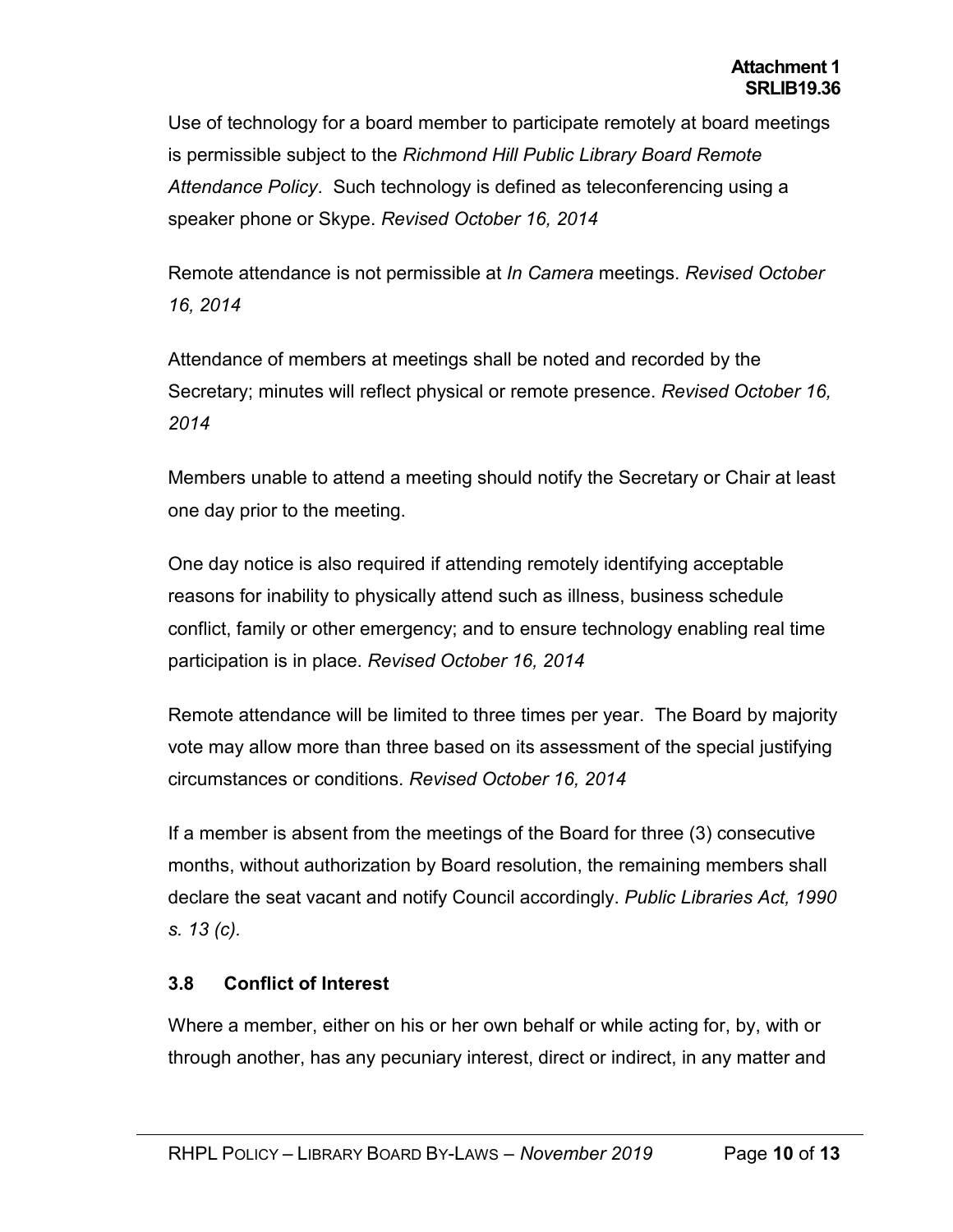Use of technology for a board member to participate remotely at board meetings is permissible subject to the *Richmond Hill Public Library Board Remote Attendance Policy*. Such technology is defined as teleconferencing using a speaker phone or Skype. *Revised October 16, 2014*

Remote attendance is not permissible at *In Camera* meetings. *Revised October 16, 2014*

Attendance of members at meetings shall be noted and recorded by the Secretary; minutes will reflect physical or remote presence. *Revised October 16, 2014*

Members unable to attend a meeting should notify the Secretary or Chair at least one day prior to the meeting.

One day notice is also required if attending remotely identifying acceptable reasons for inability to physically attend such as illness, business schedule conflict, family or other emergency; and to ensure technology enabling real time participation is in place. *Revised October 16, 2014*

Remote attendance will be limited to three times per year. The Board by majority vote may allow more than three based on its assessment of the special justifying circumstances or conditions. *Revised October 16, 2014*

If a member is absent from the meetings of the Board for three (3) consecutive months, without authorization by Board resolution, the remaining members shall declare the seat vacant and notify Council accordingly. *Public Libraries Act, 1990 s. 13 (c).*

### 3.8 Conflict of Interest

Where a member, either on his or her own behalf or while acting for, by, with or through another, has any pecuniary interest, direct or indirect, in any matter and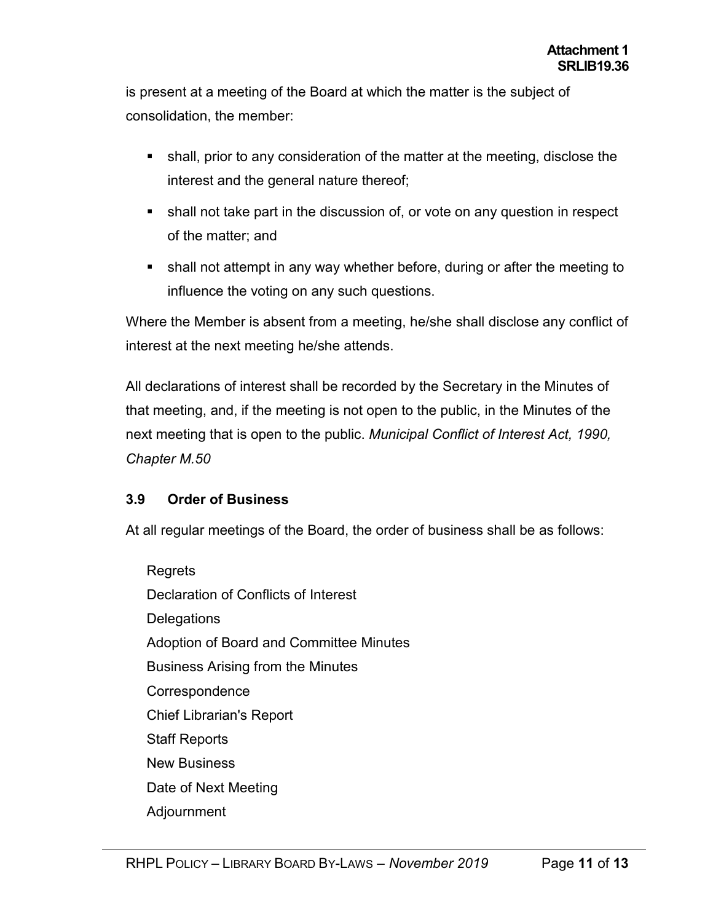is present at a meeting of the Board at which the matter is the subject of consolidation, the member:

- shall, prior to any consideration of the matter at the meeting, disclose the interest and the general nature thereof;
- shall not take part in the discussion of, or vote on any question in respect of the matter; and
- shall not attempt in any way whether before, during or after the meeting to influence the voting on any such questions.

Where the Member is absent from a meeting, he/she shall disclose any conflict of interest at the next meeting he/she attends.

All declarations of interest shall be recorded by the Secretary in the Minutes of that meeting, and, if the meeting is not open to the public, in the Minutes of the next meeting that is open to the public. *Municipal Conflict of Interest Act, 1990, Chapter M.50*

### 3.9 Order of Business

At all regular meetings of the Board, the order of business shall be as follows:

Regrets
Declaration of Conflicts of Interest
Delegations
Adoption of Board and Committee Minutes
Business Arising from the Minutes
Correspondence
Chief Librarian's Report
Staff Reports
New Business
Date of Next Meeting
Adjournment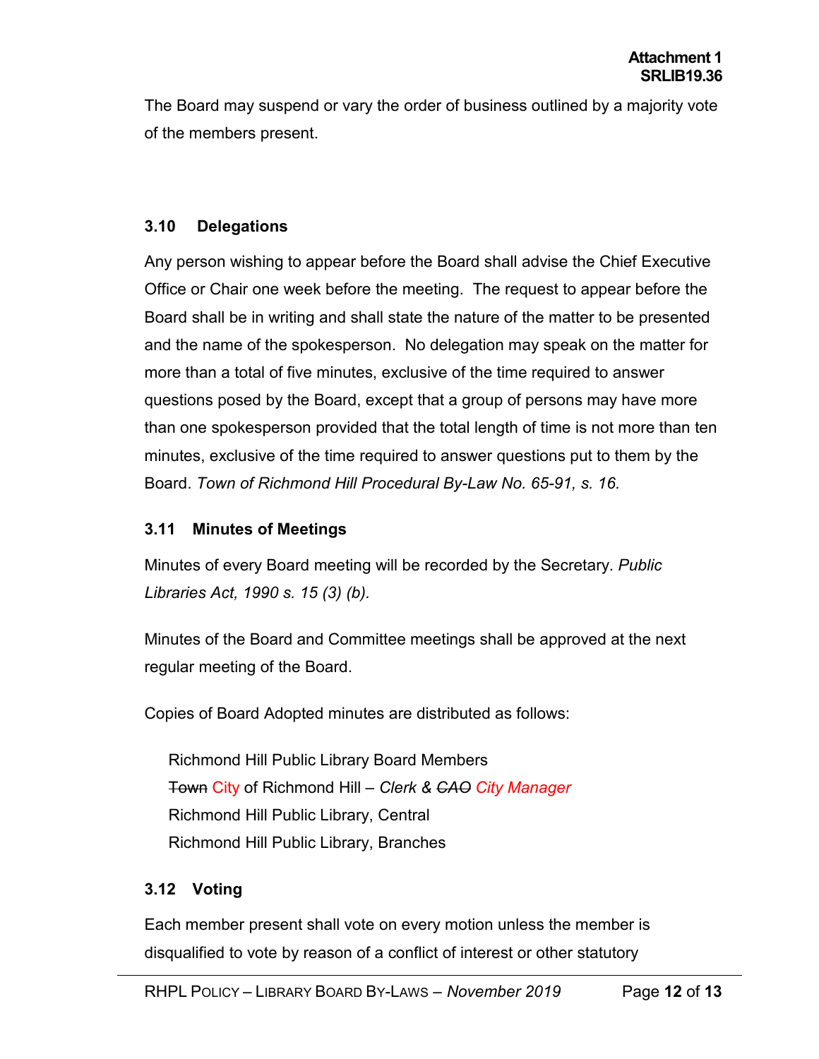The Board may suspend or vary the order of business outlined by a majority vote of the members present.

### 3.10 Delegations

Any person wishing to appear before the Board shall advise the Chief Executive Office or Chair one week before the meeting. The request to appear before the Board shall be in writing and shall state the nature of the matter to be presented and the name of the spokesperson. No delegation may speak on the matter for more than a total of five minutes, exclusive of the time required to answer questions posed by the Board, except that a group of persons may have more than one spokesperson provided that the total length of time is not more than ten minutes, exclusive of the time required to answer questions put to them by the Board. *Town of Richmond Hill Procedural By-Law No. 65-91, s. 16.*

### 3.11 Minutes of Meetings

Minutes of every Board meeting will be recorded by the Secretary. *Public Libraries Act, 1990 s. 15 (3) (b).*

Minutes of the Board and Committee meetings shall be approved at the next regular meeting of the Board.

Copies of Board Adopted minutes are distributed as follows:

Richmond Hill Public Library Board Members
~~Town~~ City of Richmond Hill – *Clerk & ~~CAO~~ City Manager*
Richmond Hill Public Library, Central
Richmond Hill Public Library, Branches

### 3.12 Voting

Each member present shall vote on every motion unless the member is disqualified to vote by reason of a conflict of interest or other statutory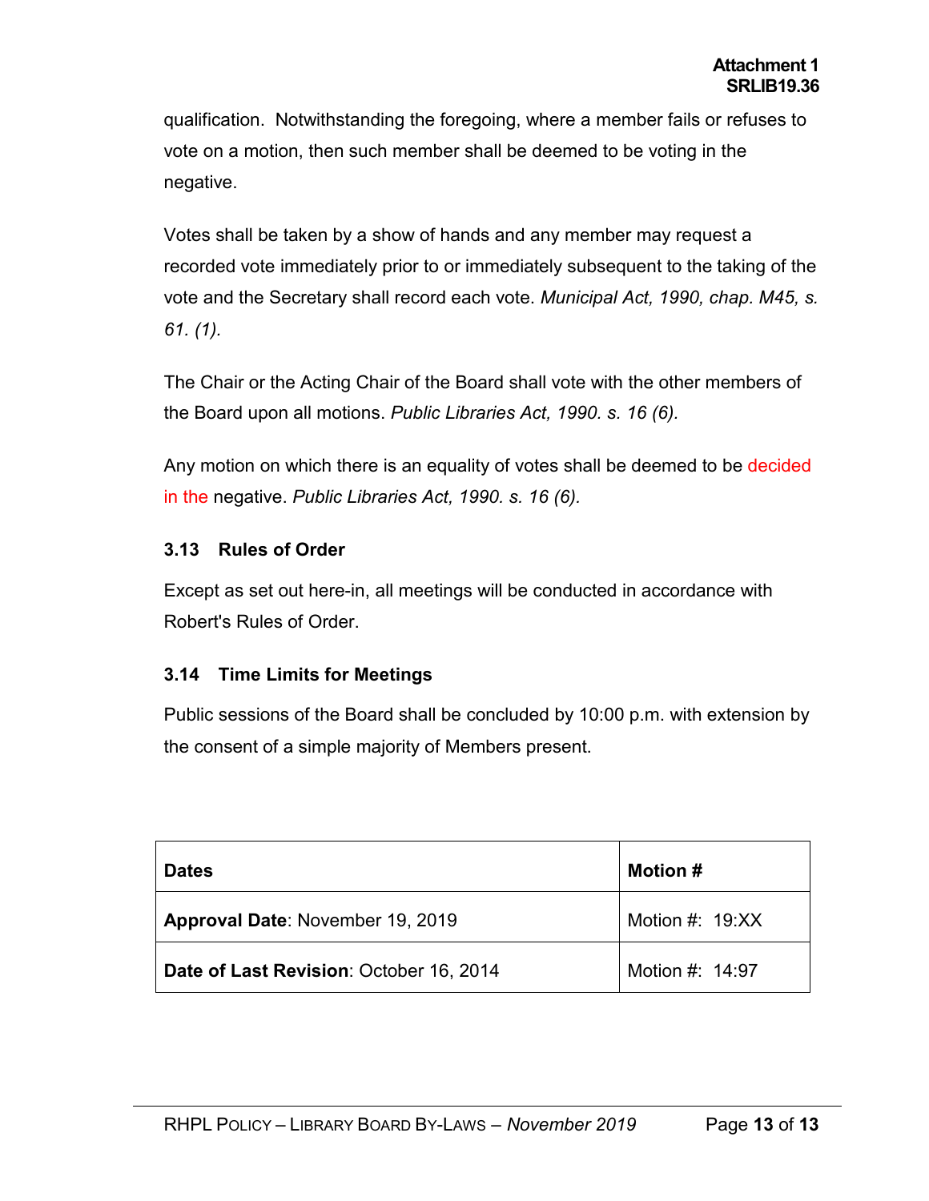qualification. Notwithstanding the foregoing, where a member fails or refuses to vote on a motion, then such member shall be deemed to be voting in the negative.

Votes shall be taken by a show of hands and any member may request a recorded vote immediately prior to or immediately subsequent to the taking of the vote and the Secretary shall record each vote. *Municipal Act, 1990, chap. M45, s. 61. (1).*

The Chair or the Acting Chair of the Board shall vote with the other members of the Board upon all motions. *Public Libraries Act, 1990. s. 16 (6).*

Any motion on which there is an equality of votes shall be deemed to be decided in the negative. *Public Libraries Act, 1990. s. 16 (6).*

### 3.13 Rules of Order

Except as set out here-in, all meetings will be conducted in accordance with Robert's Rules of Order.

### 3.14 Time Limits for Meetings

Public sessions of the Board shall be concluded by 10:00 p.m. with extension by the consent of a simple majority of Members present.

| **Dates** | **Motion #** |
| --- | --- |
| **Approval Date**: November 19, 2019 | Motion #: 19:XX |
| **Date of Last Revision**: October 16, 2014 | Motion #: 14:97 |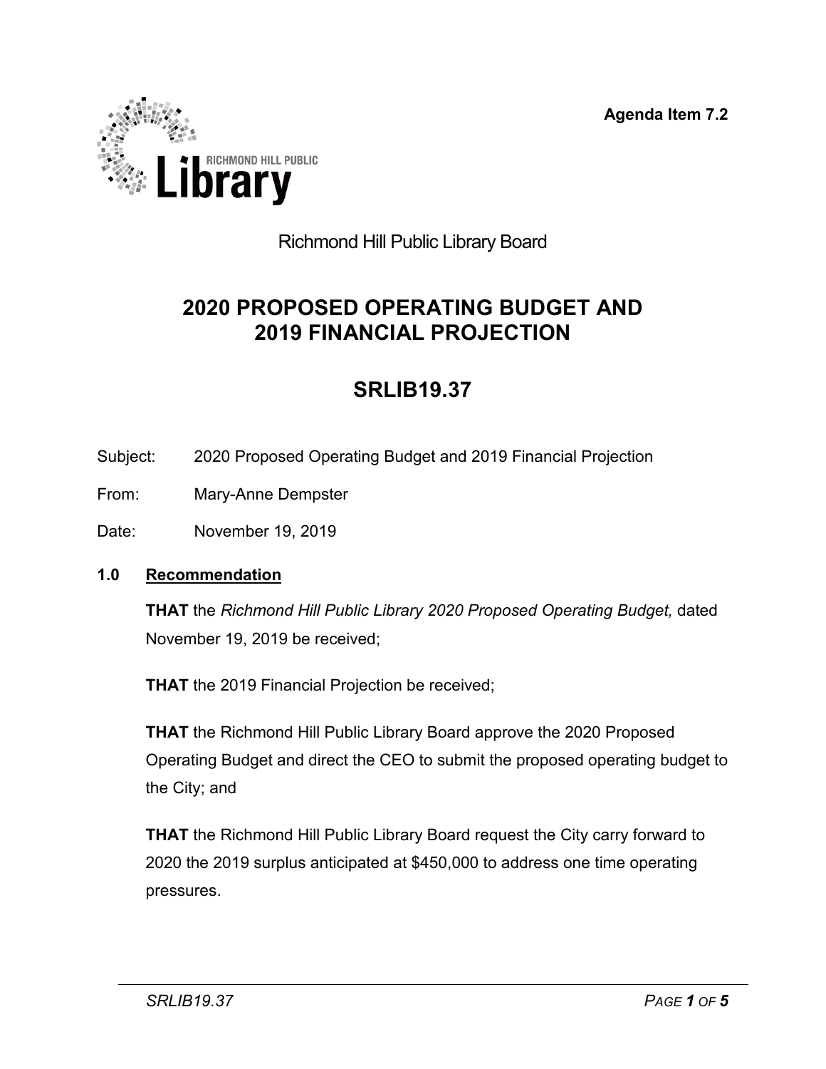Agenda Item 7.2

Richmond Hill Public Library Board

# 2020 PROPOSED OPERATING BUDGET AND 2019 FINANCIAL PROJECTION

# SRLIB19.37

Subject: 2020 Proposed Operating Budget and 2019 Financial Projection

From: Mary-Anne Dempster

Date: November 19, 2019

## 1.0 Recommendation

**THAT** the *Richmond Hill Public Library 2020 Proposed Operating Budget,* dated November 19, 2019 be received;

**THAT** the 2019 Financial Projection be received;

**THAT** the Richmond Hill Public Library Board approve the 2020 Proposed Operating Budget and direct the CEO to submit the proposed operating budget to the City; and

**THAT** the Richmond Hill Public Library Board request the City carry forward to 2020 the 2019 surplus anticipated at $450,000 to address one time operating pressures.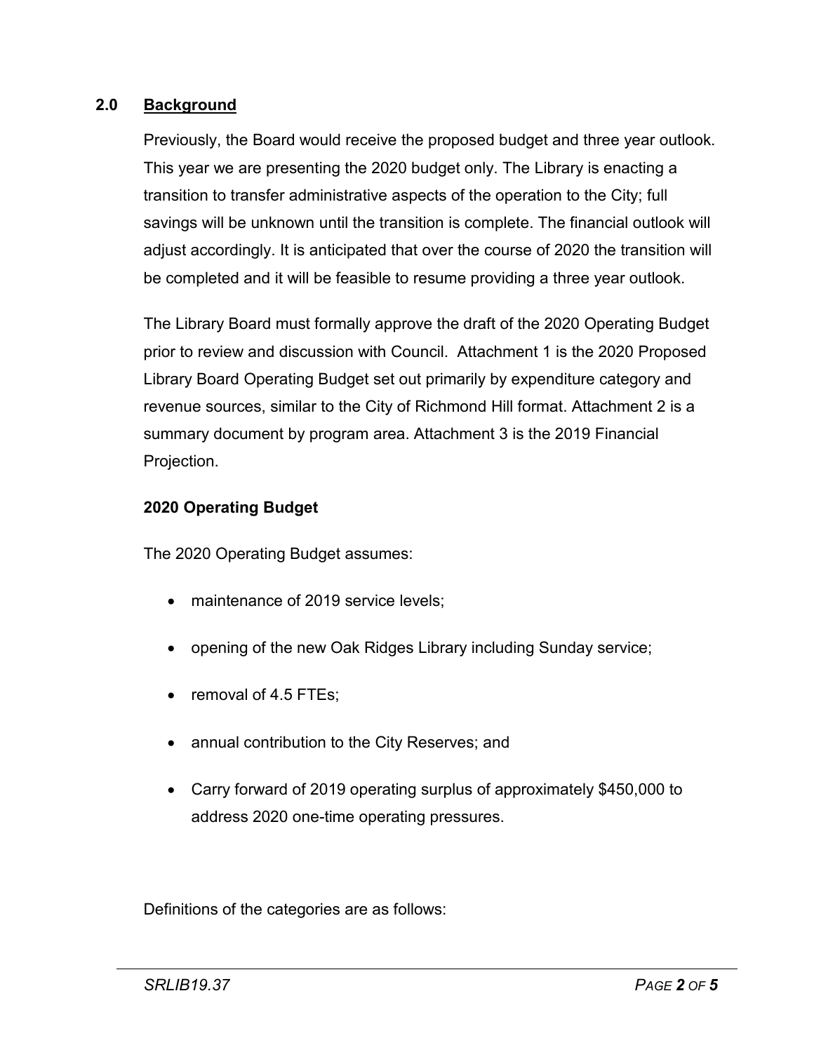## 2.0 Background

Previously, the Board would receive the proposed budget and three year outlook. This year we are presenting the 2020 budget only. The Library is enacting a transition to transfer administrative aspects of the operation to the City; full savings will be unknown until the transition is complete. The financial outlook will adjust accordingly. It is anticipated that over the course of 2020 the transition will be completed and it will be feasible to resume providing a three year outlook.

The Library Board must formally approve the draft of the 2020 Operating Budget prior to review and discussion with Council. Attachment 1 is the 2020 Proposed Library Board Operating Budget set out primarily by expenditure category and revenue sources, similar to the City of Richmond Hill format. Attachment 2 is a summary document by program area. Attachment 3 is the 2019 Financial Projection.

**2020 Operating Budget**

The 2020 Operating Budget assumes:

- maintenance of 2019 service levels;
- opening of the new Oak Ridges Library including Sunday service;
- removal of 4.5 FTEs;
- annual contribution to the City Reserves; and
- Carry forward of 2019 operating surplus of approximately $450,000 to address 2020 one-time operating pressures.

Definitions of the categories are as follows: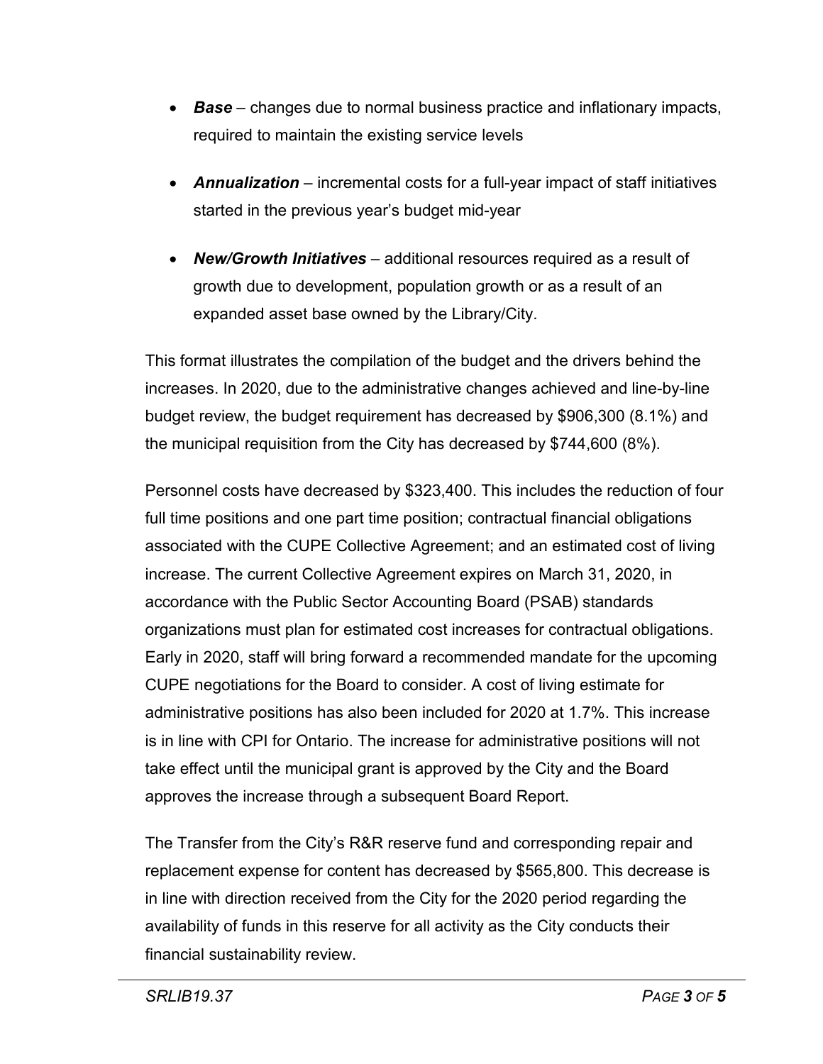- ***Base*** – changes due to normal business practice and inflationary impacts, required to maintain the existing service levels
- ***Annualization*** – incremental costs for a full-year impact of staff initiatives started in the previous year's budget mid-year
- ***New/Growth Initiatives*** – additional resources required as a result of growth due to development, population growth or as a result of an expanded asset base owned by the Library/City.

This format illustrates the compilation of the budget and the drivers behind the increases. In 2020, due to the administrative changes achieved and line-by-line budget review, the budget requirement has decreased by $906,300 (8.1%) and the municipal requisition from the City has decreased by $744,600 (8%).

Personnel costs have decreased by $323,400. This includes the reduction of four full time positions and one part time position; contractual financial obligations associated with the CUPE Collective Agreement; and an estimated cost of living increase. The current Collective Agreement expires on March 31, 2020, in accordance with the Public Sector Accounting Board (PSAB) standards organizations must plan for estimated cost increases for contractual obligations. Early in 2020, staff will bring forward a recommended mandate for the upcoming CUPE negotiations for the Board to consider. A cost of living estimate for administrative positions has also been included for 2020 at 1.7%. This increase is in line with CPI for Ontario. The increase for administrative positions will not take effect until the municipal grant is approved by the City and the Board approves the increase through a subsequent Board Report.

The Transfer from the City's R&R reserve fund and corresponding repair and replacement expense for content has decreased by $565,800. This decrease is in line with direction received from the City for the 2020 period regarding the availability of funds in this reserve for all activity as the City conducts their financial sustainability review.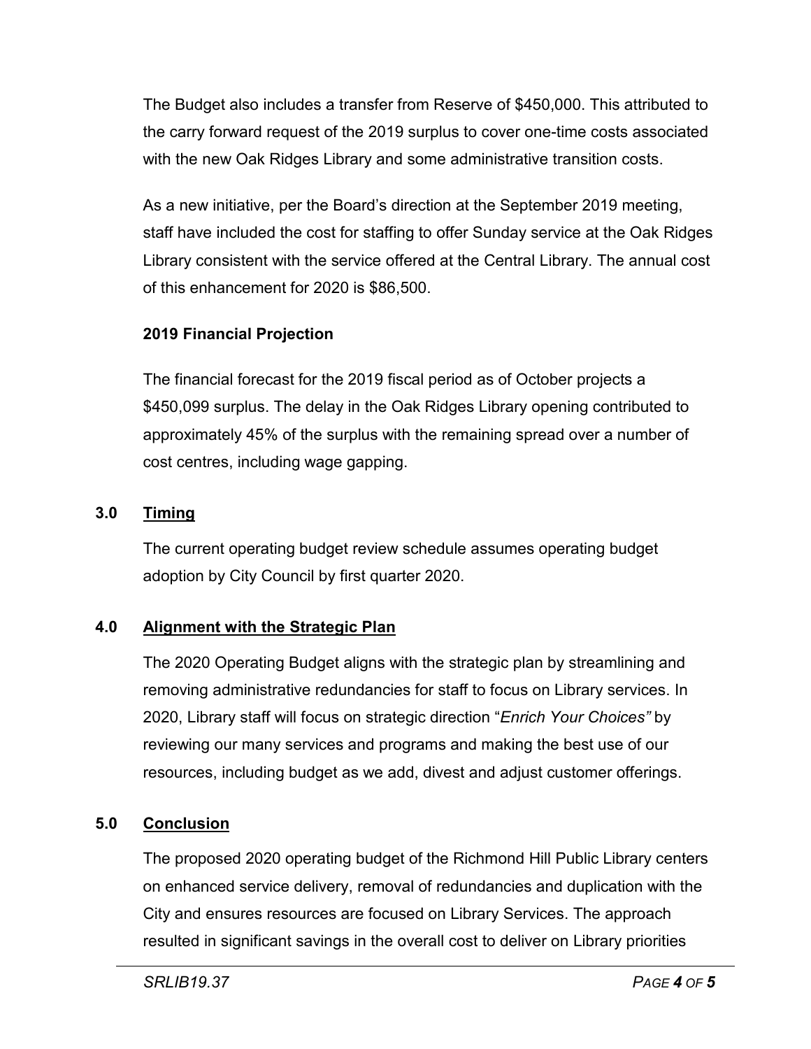The Budget also includes a transfer from Reserve of $450,000. This attributed to the carry forward request of the 2019 surplus to cover one-time costs associated with the new Oak Ridges Library and some administrative transition costs.

As a new initiative, per the Board's direction at the September 2019 meeting, staff have included the cost for staffing to offer Sunday service at the Oak Ridges Library consistent with the service offered at the Central Library. The annual cost of this enhancement for 2020 is $86,500.

**2019 Financial Projection**

The financial forecast for the 2019 fiscal period as of October projects a $450,099 surplus. The delay in the Oak Ridges Library opening contributed to approximately 45% of the surplus with the remaining spread over a number of cost centres, including wage gapping.

## 3.0 Timing

The current operating budget review schedule assumes operating budget adoption by City Council by first quarter 2020.

## 4.0 Alignment with the Strategic Plan

The 2020 Operating Budget aligns with the strategic plan by streamlining and removing administrative redundancies for staff to focus on Library services. In 2020, Library staff will focus on strategic direction "*Enrich Your Choices"* by reviewing our many services and programs and making the best use of our resources, including budget as we add, divest and adjust customer offerings.

## 5.0 Conclusion

The proposed 2020 operating budget of the Richmond Hill Public Library centers on enhanced service delivery, removal of redundancies and duplication with the City and ensures resources are focused on Library Services. The approach resulted in significant savings in the overall cost to deliver on Library priorities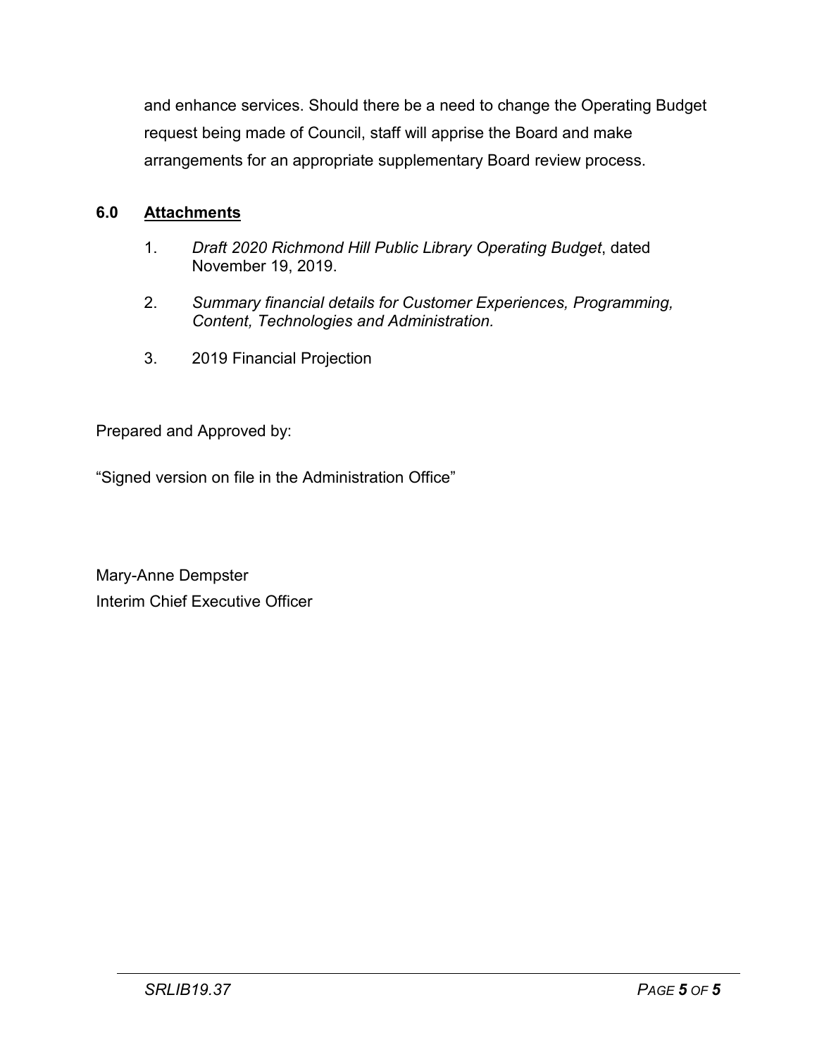and enhance services. Should there be a need to change the Operating Budget request being made of Council, staff will apprise the Board and make arrangements for an appropriate supplementary Board review process.

## 6.0 Attachments

1. *Draft 2020 Richmond Hill Public Library Operating Budget*, dated November 19, 2019.
2. *Summary financial details for Customer Experiences, Programming, Content, Technologies and Administration*.
3. 2019 Financial Projection

Prepared and Approved by:

"Signed version on file in the Administration Office"

Mary-Anne Dempster
Interim Chief Executive Officer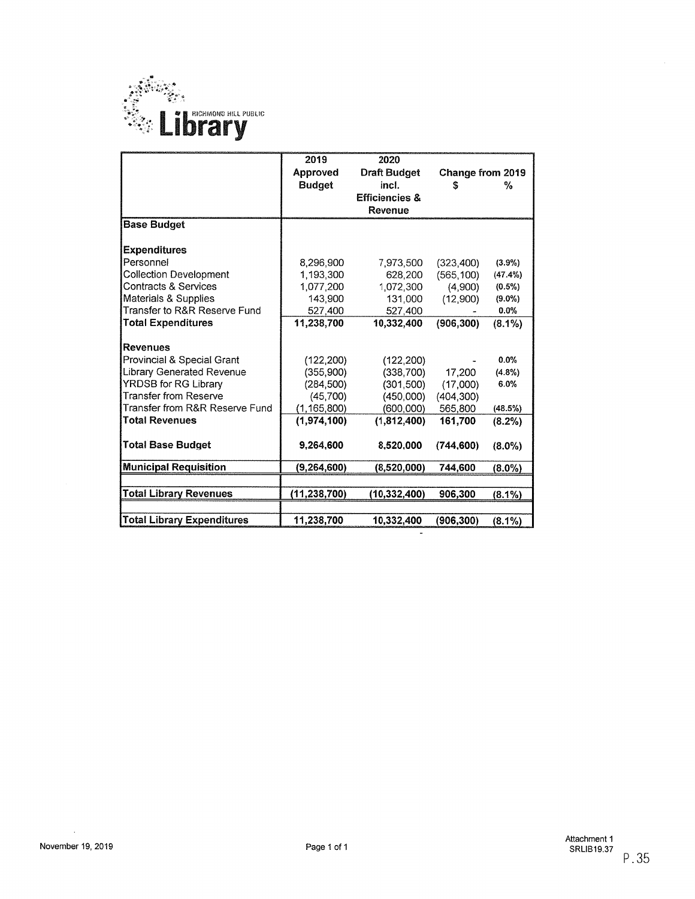Richmond Hill Public Library

| | 2019 Approved Budget | 2020 Draft Budget incl. Efficiencies & Revenue | Change from 2019 $ | % |
|---|---|---|---|---|
| **Base Budget** | | | | |
| **Expenditures** | | | | |
| Personnel | 8,296,900 | 7,973,500 | (323,400) | (3.9%) |
| Collection Development | 1,193,300 | 628,200 | (565,100) | (47.4%) |
| Contracts & Services | 1,077,200 | 1,072,300 | (4,900) | (0.5%) |
| Materials & Supplies | 143,900 | 131,000 | (12,900) | (9.0%) |
| Transfer to R&R Reserve Fund | 527,400 | 527,400 | - | 0.0% |
| **Total Expenditures** | **11,238,700** | **10,332,400** | **(906,300)** | **(8.1%)** |
| **Revenues** | | | | |
| Provincial & Special Grant | (122,200) | (122,200) | - | 0.0% |
| Library Generated Revenue | (355,900) | (338,700) | 17,200 | (4.8%) |
| YRDSB for RG Library | (284,500) | (301,500) | (17,000) | 6.0% |
| Transfer from Reserve | (45,700) | (450,000) | (404,300) | |
| Transfer from R&R Reserve Fund | (1,165,800) | (600,000) | 565,800 | (48.5%) |
| **Total Revenues** | **(1,974,100)** | **(1,812,400)** | **161,700** | **(8.2%)** |
| **Total Base Budget** | **9,264,600** | **8,520,000** | **(744,600)** | **(8.0%)** |
| **Municipal Requisition** | **(9,264,600)** | **(8,520,000)** | **744,600** | **(8.0%)** |
| **Total Library Revenues** | **(11,238,700)** | **(10,332,400)** | **906,300** | **(8.1%)** |
| **Total Library Expenditures** | **11,238,700** | **10,332,400** | **(906,300)** | **(8.1%)** |

November 19, 2019

Attachment 1
SRLIB19.37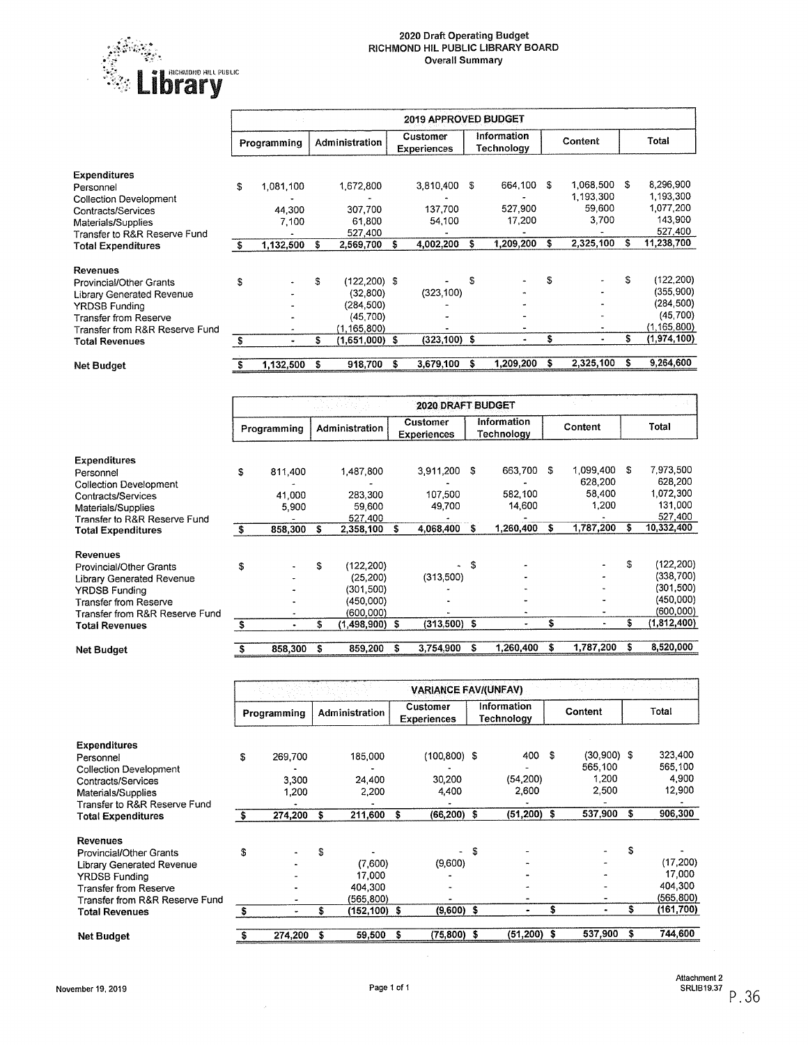## 2020 Draft Operating Budget
## RICHMOND HIL PUBLIC LIBRARY BOARD
### Overall Summary

| | 2019 APPROVED BUDGET | | | | | |
|---|---|---|---|---|---|---|
| | Programming | Administration | Customer Experiences | Information Technology | Content | Total |
| **Expenditures** | | | | | | |
| Personnel | $ 1,081,100 | 1,672,800 | 3,810,400 | $ 664,100 | $ 1,068,500 | $ 8,296,900 |
| Collection Development | - | - | - | - | 1,193,300 | 1,193,300 |
| Contracts/Services | 44,300 | 307,700 | 137,700 | 527,900 | 59,600 | 1,077,200 |
| Materials/Supplies | 7,100 | 61,800 | 54,100 | 17,200 | 3,700 | 143,900 |
| Transfer to R&R Reserve Fund | - | 527,400 | - | - | - | 527,400 |
| **Total Expenditures** | $ 1,132,500 | $ 2,569,700 | $ 4,002,200 | $ 1,209,200 | $ 2,325,100 | $ 11,238,700 |
| **Revenues** | | | | | | |
| Provincial/Other Grants | $ - | $ (122,200) | $ - | $ - | $ - | $ (122,200) |
| Library Generated Revenue | - | (32,800) | (323,100) | - | - | (355,900) |
| YRDSB Funding | - | (284,500) | - | - | - | (284,500) |
| Transfer from Reserve | - | (45,700) | - | - | - | (45,700) |
| Transfer from R&R Reserve Fund | - | (1,165,800) | - | - | - | (1,165,800) |
| **Total Revenues** | $ - | $ (1,651,000) | $ (323,100) | $ - | $ - | $ (1,974,100) |
| **Net Budget** | $ 1,132,500 | $ 918,700 | $ 3,679,100 | $ 1,209,200 | $ 2,325,100 | $ 9,264,600 |

| | 2020 DRAFT BUDGET | | | | | |
|---|---|---|---|---|---|---|
| | Programming | Administration | Customer Experiences | Information Technology | Content | Total |
| **Expenditures** | | | | | | |
| Personnel | $ 811,400 | 1,487,800 | 3,911,200 | $ 663,700 | $ 1,099,400 | $ 7,973,500 |
| Collection Development | - | - | - | - | 628,200 | 628,200 |
| Contracts/Services | 41,000 | 283,300 | 107,500 | 582,100 | 58,400 | 1,072,300 |
| Materials/Supplies | 5,900 | 59,600 | 49,700 | 14,600 | 1,200 | 131,000 |
| Transfer to R&R Reserve Fund | - | 527,400 | - | - | - | 527,400 |
| **Total Expenditures** | $ 858,300 | $ 2,358,100 | $ 4,068,400 | $ 1,260,400 | $ 1,787,200 | $ 10,332,400 |
| **Revenues** | | | | | | |
| Provincial/Other Grants | $ - | $ (122,200) | - | $ - | - | $ (122,200) |
| Library Generated Revenue | - | (25,200) | (313,500) | - | - | (338,700) |
| YRDSB Funding | - | (301,500) | - | - | - | (301,500) |
| Transfer from Reserve | - | (450,000) | - | - | - | (450,000) |
| Transfer from R&R Reserve Fund | - | (600,000) | - | - | - | (600,000) |
| **Total Revenues** | $ - | $ (1,498,900) | $ (313,500) | $ - | $ - | $ (1,812,400) |
| **Net Budget** | $ 858,300 | $ 859,200 | $ 3,754,900 | $ 1,260,400 | $ 1,787,200 | $ 8,520,000 |

| | VARIANCE FAV/(UNFAV) | | | | | |
|---|---|---|---|---|---|---|
| | Programming | Administration | Customer Experiences | Information Technology | Content | Total |
| **Expenditures** | | | | | | |
| Personnel | $ 269,700 | 185,000 | (100,800) | $ 400 | $ (30,900) | $ 323,400 |
| Collection Development | - | - | - | - | 565,100 | 565,100 |
| Contracts/Services | 3,300 | 24,400 | 30,200 | (54,200) | 1,200 | 4,900 |
| Materials/Supplies | 1,200 | 2,200 | 4,400 | 2,600 | 2,500 | 12,900 |
| Transfer to R&R Reserve Fund | - | - | - | - | - | - |
| **Total Expenditures** | $ 274,200 | $ 211,600 | $ (66,200) | $ (51,200) | $ 537,900 | $ 906,300 |
| **Revenues** | | | | | | |
| Provincial/Other Grants | $ - | $ - | - | $ - | - | $ - |
| Library Generated Revenue | - | (7,600) | (9,600) | - | - | (17,200) |
| YRDSB Funding | - | 17,000 | - | - | - | 17,000 |
| Transfer from Reserve | - | 404,300 | - | - | - | 404,300 |
| Transfer from R&R Reserve Fund | - | (565,800) | - | - | - | (565,800) |
| **Total Revenues** | $ - | $ (152,100) | $ (9,600) | $ - | $ - | $ (161,700) |
| **Net Budget** | $ 274,200 | $ 59,500 | $ (75,800) | $ (51,200) | $ 537,900 | $ 744,600 |

November 19, 2019

Attachment 2
SRLIB19.37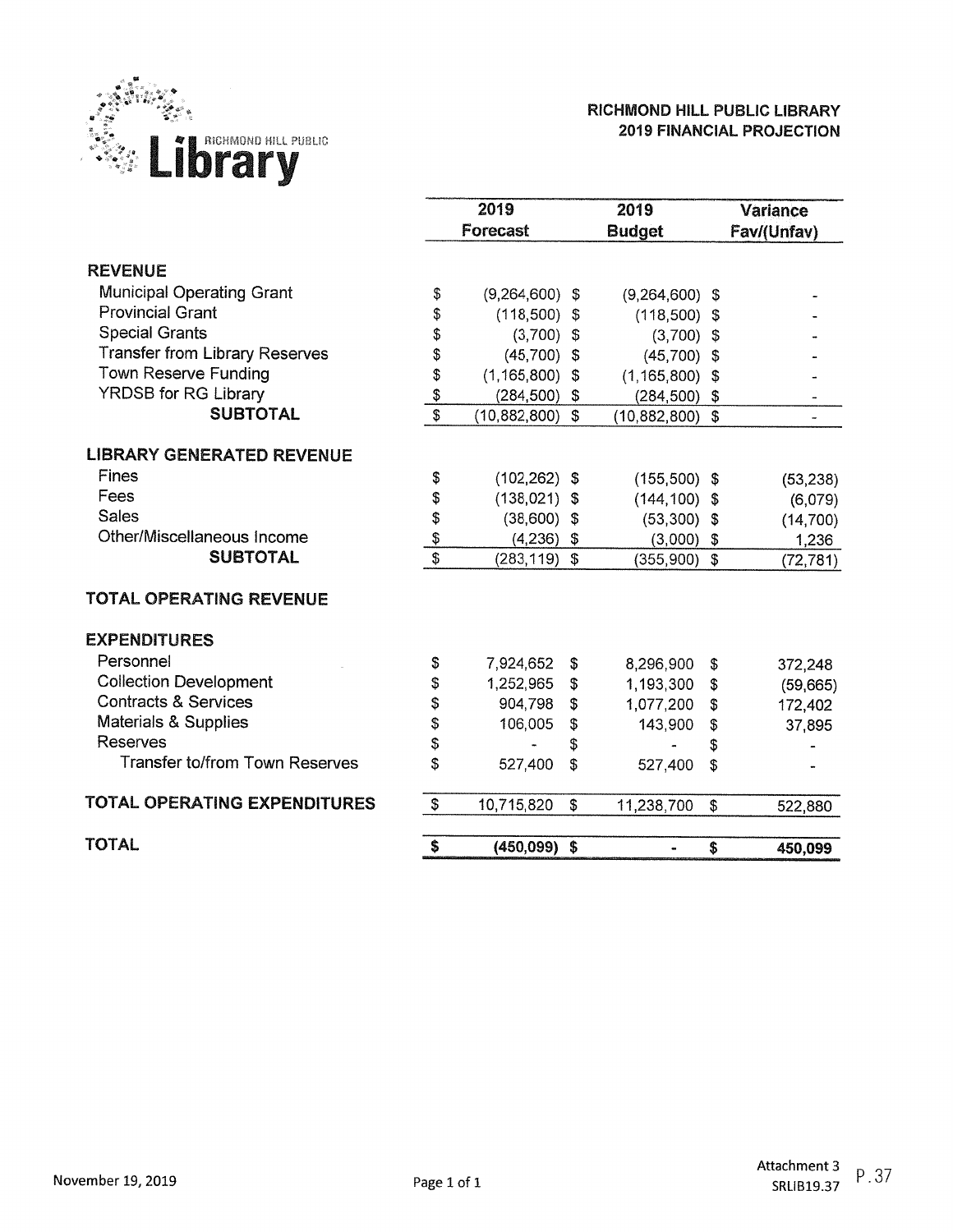Richmond Hill Public Library

**RICHMOND HILL PUBLIC LIBRARY**
**2019 FINANCIAL PROJECTION**

| | 2019 Forecast | 2019 Budget | Variance Fav/(Unfav) |
|---|---|---|---|
| **REVENUE** | | | |
| Municipal Operating Grant | $ (9,264,600) | $ (9,264,600) | $ - |
| Provincial Grant | $ (118,500) | $ (118,500) | $ - |
| Special Grants | $ (3,700) | $ (3,700) | $ - |
| Transfer from Library Reserves | $ (45,700) | $ (45,700) | $ - |
| Town Reserve Funding | $ (1,165,800) | $ (1,165,800) | $ - |
| YRDSB for RG Library | $ (284,500) | $ (284,500) | $ - |
| **SUBTOTAL** | $ (10,882,800) | $ (10,882,800) | $ - |
| **LIBRARY GENERATED REVENUE** | | | |
| Fines | $ (102,262) | $ (155,500) | $ (53,238) |
| Fees | $ (138,021) | $ (144,100) | $ (6,079) |
| Sales | $ (38,600) | $ (53,300) | $ (14,700) |
| Other/Miscellaneous Income | $ (4,236) | $ (3,000) | $ 1,236 |
| **SUBTOTAL** | $ (283,119) | $ (355,900) | $ (72,781) |
| **TOTAL OPERATING REVENUE** | | | |
| **EXPENDITURES** | | | |
| Personnel | $ 7,924,652 | $ 8,296,900 | $ 372,248 |
| Collection Development | $ 1,252,965 | $ 1,193,300 | $ (59,665) |
| Contracts & Services | $ 904,798 | $ 1,077,200 | $ 172,402 |
| Materials & Supplies | $ 106,005 | $ 143,900 | $ 37,895 |
| Reserves | $ - | $ - | $ - |
| Transfer to/from Town Reserves | $ 527,400 | $ 527,400 | $ - |
| **TOTAL OPERATING EXPENDITURES** | $ 10,715,820 | $ 11,238,700 | $ 522,880 |
| **TOTAL** | **$ (450,099)** | **$ -** | **$ 450,099** |

November 19, 2019

Attachment 3
SRLIB19.37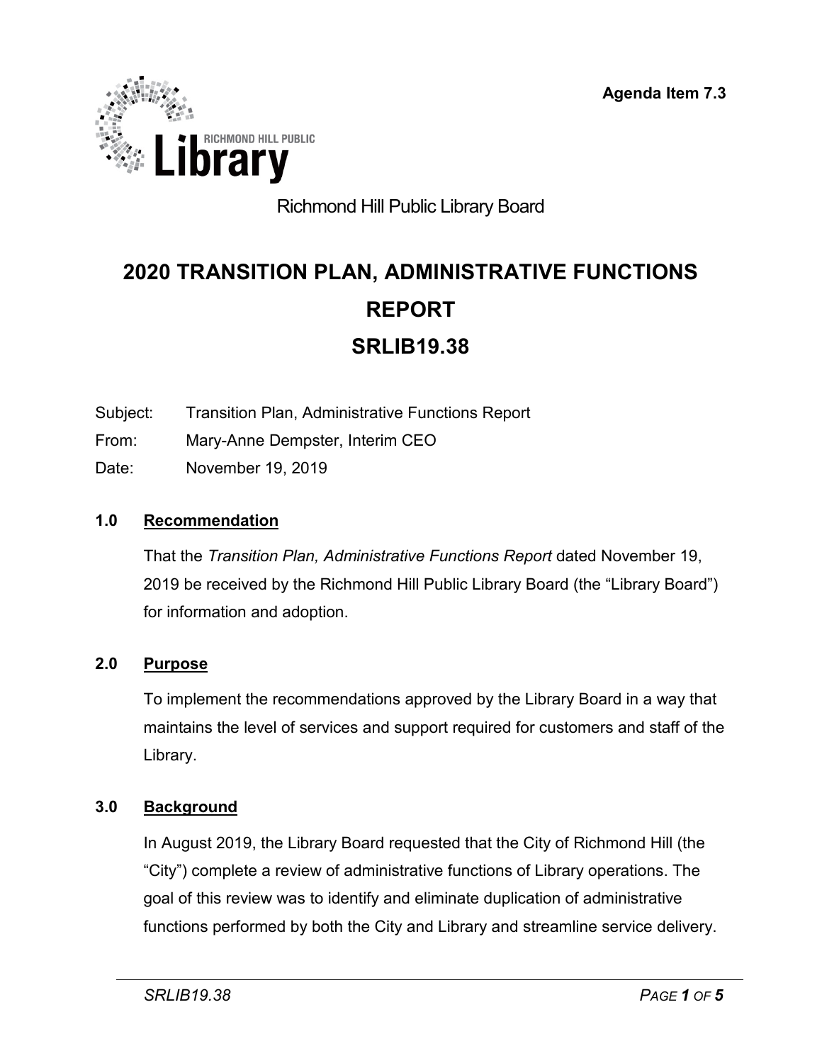Agenda Item 7.3

Richmond Hill Public Library Board

# 2020 TRANSITION PLAN, ADMINISTRATIVE FUNCTIONS REPORT

# SRLIB19.38

Subject: Transition Plan, Administrative Functions Report

From: Mary-Anne Dempster, Interim CEO

Date: November 19, 2019

## 1.0 Recommendation

That the *Transition Plan, Administrative Functions Report* dated November 19, 2019 be received by the Richmond Hill Public Library Board (the "Library Board") for information and adoption.

## 2.0 Purpose

To implement the recommendations approved by the Library Board in a way that maintains the level of services and support required for customers and staff of the Library.

## 3.0 Background

In August 2019, the Library Board requested that the City of Richmond Hill (the "City") complete a review of administrative functions of Library operations. The goal of this review was to identify and eliminate duplication of administrative functions performed by both the City and Library and streamline service delivery.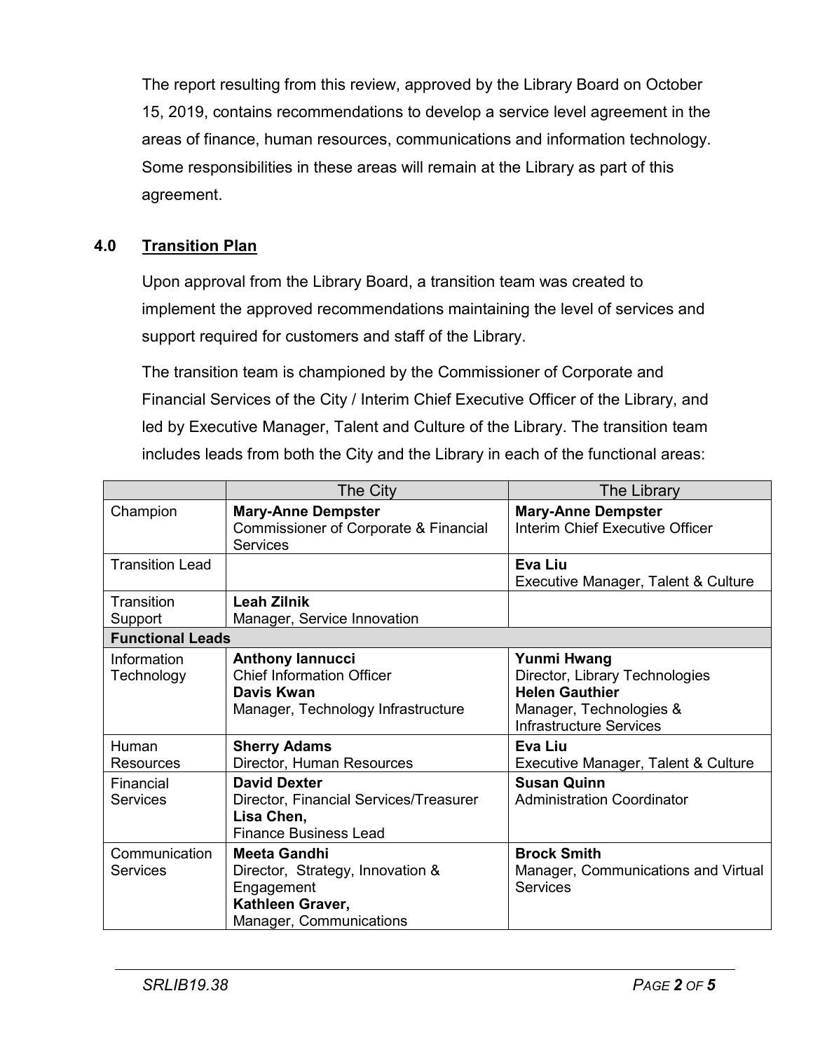The report resulting from this review, approved by the Library Board on October 15, 2019, contains recommendations to develop a service level agreement in the areas of finance, human resources, communications and information technology. Some responsibilities in these areas will remain at the Library as part of this agreement.

## 4.0 Transition Plan

Upon approval from the Library Board, a transition team was created to implement the approved recommendations maintaining the level of services and support required for customers and staff of the Library.

The transition team is championed by the Commissioner of Corporate and Financial Services of the City / Interim Chief Executive Officer of the Library, and led by Executive Manager, Talent and Culture of the Library. The transition team includes leads from both the City and the Library in each of the functional areas:

| | The City | The Library |
|---|---|---|
| Champion | **Mary-Anne Dempster**<br>Commissioner of Corporate & Financial Services | **Mary-Anne Dempster**<br>Interim Chief Executive Officer |
| Transition Lead | | **Eva Liu**<br>Executive Manager, Talent & Culture |
| Transition Support | **Leah Zilnik**<br>Manager, Service Innovation | |
| **Functional Leads** | | |
| Information Technology | **Anthony Iannucci**<br>Chief Information Officer<br>**Davis Kwan**<br>Manager, Technology Infrastructure | **Yunmi Hwang**<br>Director, Library Technologies<br>**Helen Gauthier**<br>Manager, Technologies & Infrastructure Services |
| Human Resources | **Sherry Adams**<br>Director, Human Resources | **Eva Liu**<br>Executive Manager, Talent & Culture |
| Financial Services | **David Dexter**<br>Director, Financial Services/Treasurer<br>**Lisa Chen,**<br>Finance Business Lead | **Susan Quinn**<br>Administration Coordinator |
| Communication Services | **Meeta Gandhi**<br>Director, Strategy, Innovation & Engagement<br>**Kathleen Graver,**<br>Manager, Communications | **Brock Smith**<br>Manager, Communications and Virtual Services |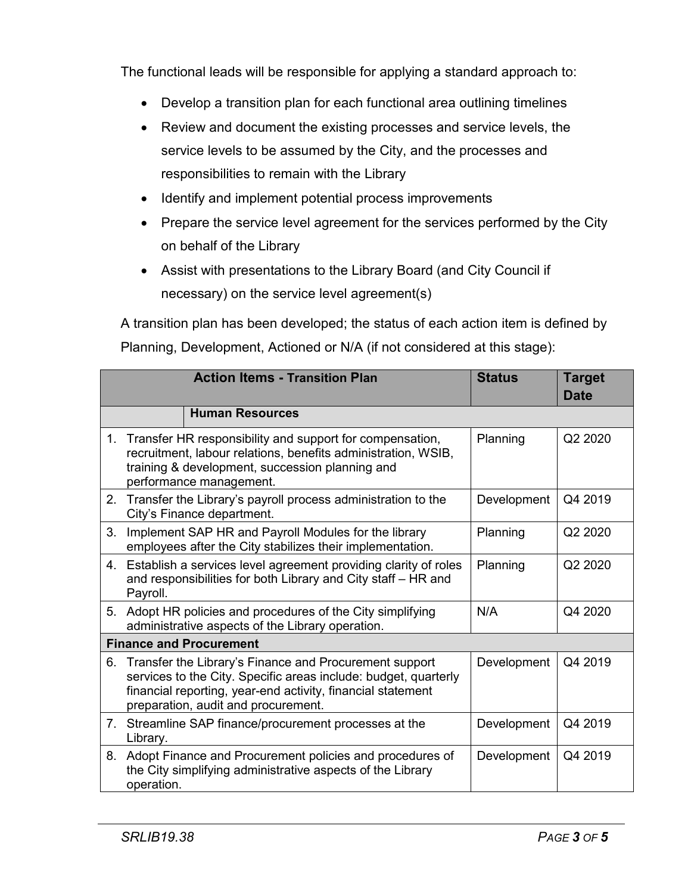The functional leads will be responsible for applying a standard approach to:

- Develop a transition plan for each functional area outlining timelines
- Review and document the existing processes and service levels, the service levels to be assumed by the City, and the processes and responsibilities to remain with the Library
- Identify and implement potential process improvements
- Prepare the service level agreement for the services performed by the City on behalf of the Library
- Assist with presentations to the Library Board (and City Council if necessary) on the service level agreement(s)

A transition plan has been developed; the status of each action item is defined by Planning, Development, Actioned or N/A (if not considered at this stage):

| **Action Items - Transition Plan** | **Status** | **Target Date** |
|---|---|---|
| **Human Resources** | | |
| 1. Transfer HR responsibility and support for compensation, recruitment, labour relations, benefits administration, WSIB, training & development, succession planning and performance management. | Planning | Q2 2020 |
| 2. Transfer the Library's payroll process administration to the City's Finance department. | Development | Q4 2019 |
| 3. Implement SAP HR and Payroll Modules for the library employees after the City stabilizes their implementation. | Planning | Q2 2020 |
| 4. Establish a services level agreement providing clarity of roles and responsibilities for both Library and City staff – HR and Payroll. | Planning | Q2 2020 |
| 5. Adopt HR policies and procedures of the City simplifying administrative aspects of the Library operation. | N/A | Q4 2020 |
| **Finance and Procurement** | | |
| 6. Transfer the Library's Finance and Procurement support services to the City. Specific areas include: budget, quarterly financial reporting, year-end activity, financial statement preparation, audit and procurement. | Development | Q4 2019 |
| 7. Streamline SAP finance/procurement processes at the Library. | Development | Q4 2019 |
| 8. Adopt Finance and Procurement policies and procedures of the City simplifying administrative aspects of the Library operation. | Development | Q4 2019 |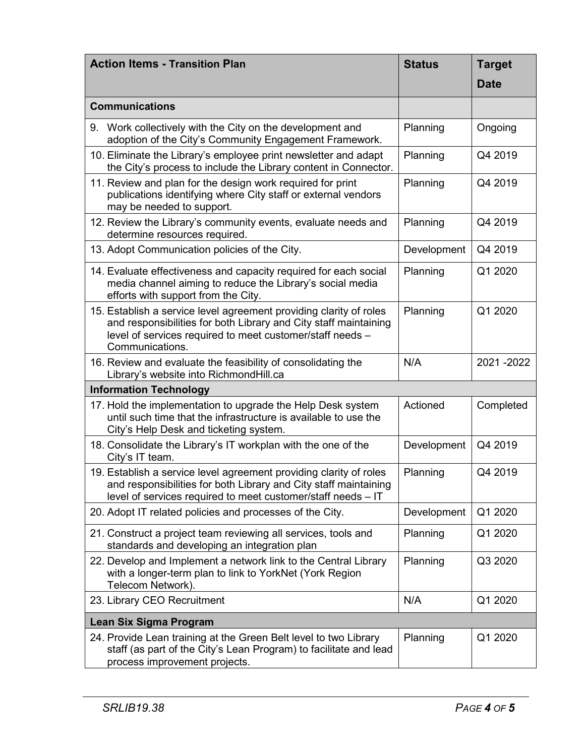| Action Items - Transition Plan | Status | Target Date |
|---|---|---|
| **Communications** | | |
| 9. Work collectively with the City on the development and adoption of the City's Community Engagement Framework. | Planning | Ongoing |
| 10. Eliminate the Library's employee print newsletter and adapt the City's process to include the Library content in Connector. | Planning | Q4 2019 |
| 11. Review and plan for the design work required for print publications identifying where City staff or external vendors may be needed to support. | Planning | Q4 2019 |
| 12. Review the Library's community events, evaluate needs and determine resources required. | Planning | Q4 2019 |
| 13. Adopt Communication policies of the City. | Development | Q4 2019 |
| 14. Evaluate effectiveness and capacity required for each social media channel aiming to reduce the Library's social media efforts with support from the City. | Planning | Q1 2020 |
| 15. Establish a service level agreement providing clarity of roles and responsibilities for both Library and City staff maintaining level of services required to meet customer/staff needs – Communications. | Planning | Q1 2020 |
| 16. Review and evaluate the feasibility of consolidating the Library's website into RichmondHill.ca | N/A | 2021 -2022 |
| **Information Technology** | | |
| 17. Hold the implementation to upgrade the Help Desk system until such time that the infrastructure is available to use the City's Help Desk and ticketing system. | Actioned | Completed |
| 18. Consolidate the Library's IT workplan with the one of the City's IT team. | Development | Q4 2019 |
| 19. Establish a service level agreement providing clarity of roles and responsibilities for both Library and City staff maintaining level of services required to meet customer/staff needs – IT | Planning | Q4 2019 |
| 20. Adopt IT related policies and processes of the City. | Development | Q1 2020 |
| 21. Construct a project team reviewing all services, tools and standards and developing an integration plan | Planning | Q1 2020 |
| 22. Develop and Implement a network link to the Central Library with a longer-term plan to link to YorkNet (York Region Telecom Network). | Planning | Q3 2020 |
| 23. Library CEO Recruitment | N/A | Q1 2020 |
| **Lean Six Sigma Program** | | |
| 24. Provide Lean training at the Green Belt level to two Library staff (as part of the City's Lean Program) to facilitate and lead process improvement projects. | Planning | Q1 2020 |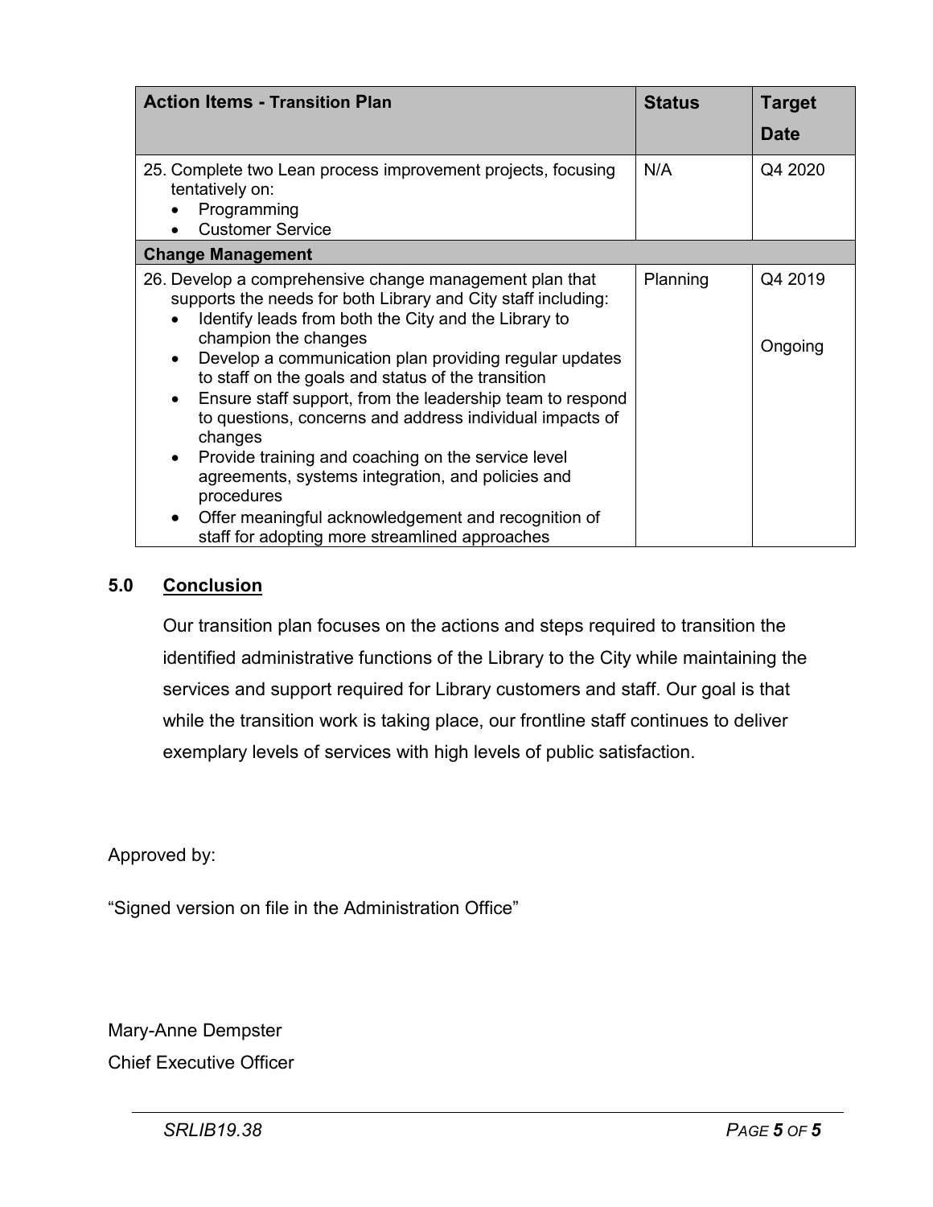| Action Items - Transition Plan | Status | Target Date |
| --- | --- | --- |
| 25. Complete two Lean process improvement projects, focusing tentatively on:<br>• Programming<br>• Customer Service | N/A | Q4 2020 |
| **Change Management** | | |
| 26. Develop a comprehensive change management plan that supports the needs for both Library and City staff including:<br>• Identify leads from both the City and the Library to champion the changes<br>• Develop a communication plan providing regular updates to staff on the goals and status of the transition<br>• Ensure staff support, from the leadership team to respond to questions, concerns and address individual impacts of changes<br>• Provide training and coaching on the service level agreements, systems integration, and policies and procedures<br>• Offer meaningful acknowledgement and recognition of staff for adopting more streamlined approaches | Planning | Q4 2019<br><br>Ongoing |

## 5.0 Conclusion

Our transition plan focuses on the actions and steps required to transition the identified administrative functions of the Library to the City while maintaining the services and support required for Library customers and staff. Our goal is that while the transition work is taking place, our frontline staff continues to deliver exemplary levels of services with high levels of public satisfaction.

Approved by:

"Signed version on file in the Administration Office"

Mary-Anne Dempster
Chief Executive Officer